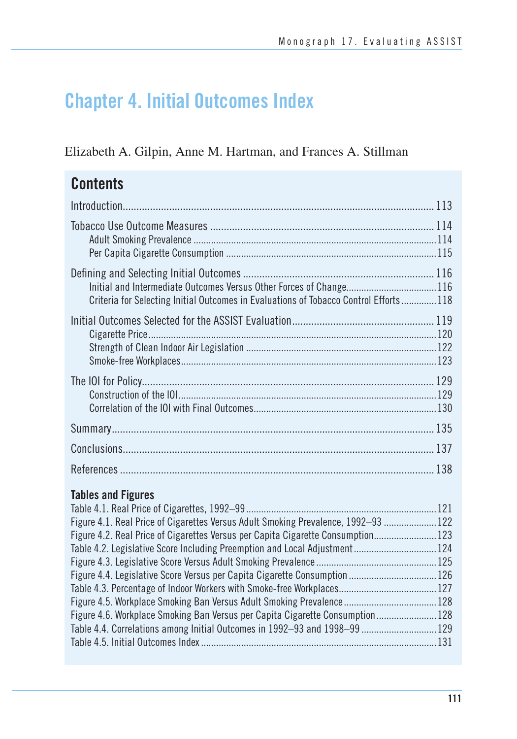# Chapter 4. Initial Outcomes Index

Elizabeth A. Gilpin, Anne M. Hartman, and Frances A. Stillman

## Contents

Introduction ... 113

Tobacco Use Outcome Measures ... 114
- Adult Smoking Prevalence ... 114
- Per Capita Cigarette Consumption ... 115

Defining and Selecting Initial Outcomes ... 116
- Initial and Intermediate Outcomes Versus Other Forces of Change ... 116
- Criteria for Selecting Initial Outcomes in Evaluations of Tobacco Control Efforts ... 118

Initial Outcomes Selected for the ASSIST Evaluation ... 119
- Cigarette Price ... 120
- Strength of Clean Indoor Air Legislation ... 122
- Smoke-free Workplaces ... 123

The IOI for Policy ... 129
- Construction of the IOI ... 129
- Correlation of the IOI with Final Outcomes ... 130

Summary ... 135

Conclusions ... 137

References ... 138

### Tables and Figures

Table 4.1. Real Price of Cigarettes, 1992–99 ... 121
Figure 4.1. Real Price of Cigarettes Versus Adult Smoking Prevalence, 1992–93 ... 122
Figure 4.2. Real Price of Cigarettes Versus per Capita Cigarette Consumption ... 123
Table 4.2. Legislative Score Including Preemption and Local Adjustment ... 124
Figure 4.3. Legislative Score Versus Adult Smoking Prevalence ... 125
Figure 4.4. Legislative Score Versus per Capita Cigarette Consumption ... 126
Table 4.3. Percentage of Indoor Workers with Smoke-free Workplaces ... 127
Figure 4.5. Workplace Smoking Ban Versus Adult Smoking Prevalence ... 128
Figure 4.6. Workplace Smoking Ban Versus per Capita Cigarette Consumption ... 128
Table 4.4. Correlations among Initial Outcomes in 1992–93 and 1998–99 ... 129
Table 4.5. Initial Outcomes Index ... 131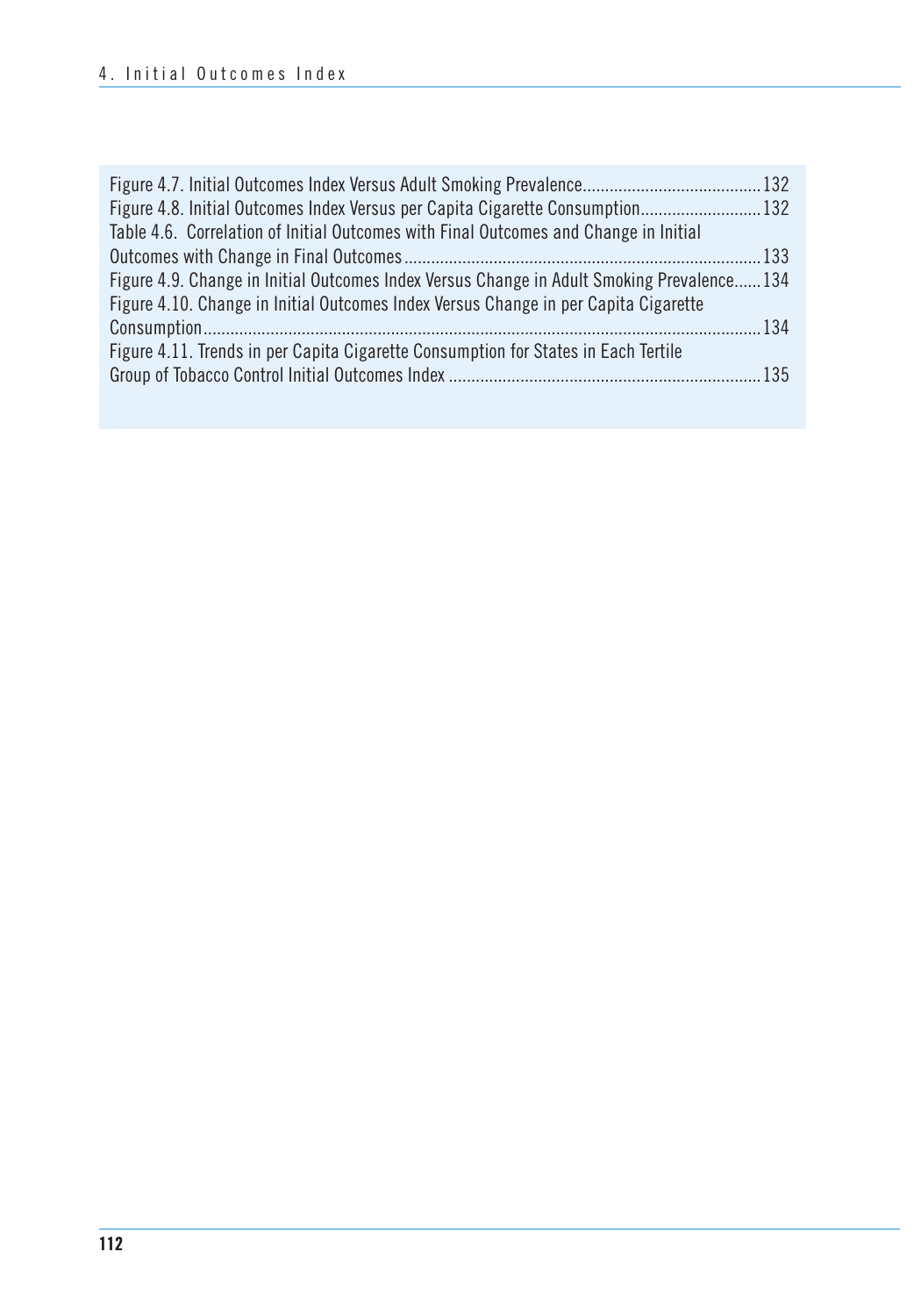Figure 4.7. Initial Outcomes Index Versus Adult Smoking Prevalence........................................132
Figure 4.8. Initial Outcomes Index Versus per Capita Cigarette Consumption...........................132
Table 4.6. Correlation of Initial Outcomes with Final Outcomes and Change in Initial Outcomes with Change in Final Outcomes...............................................................................133
Figure 4.9. Change in Initial Outcomes Index Versus Change in Adult Smoking Prevalence......134
Figure 4.10. Change in Initial Outcomes Index Versus Change in per Capita Cigarette Consumption...........................................................................................................................134
Figure 4.11. Trends in per Capita Cigarette Consumption for States in Each Tertile Group of Tobacco Control Initial Outcomes Index ......................................................................135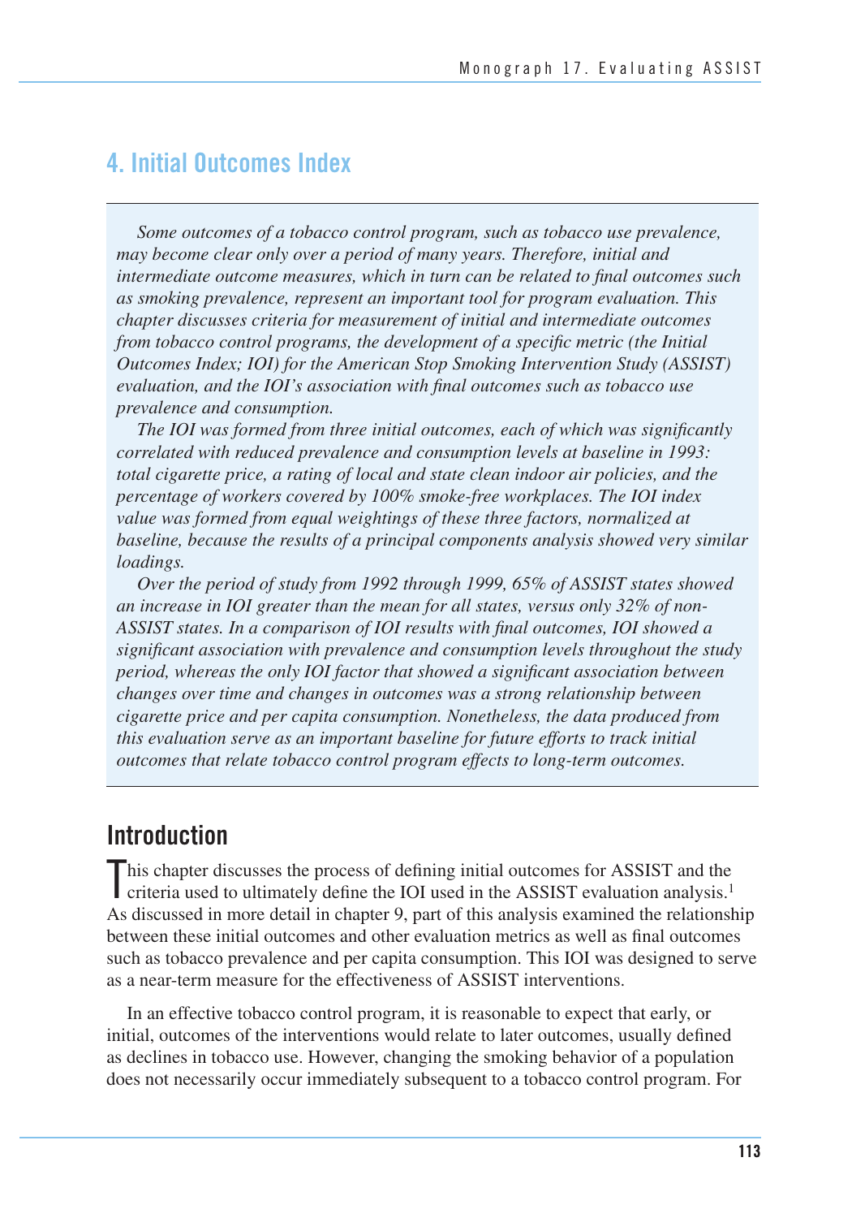# 4. Initial Outcomes Index

*Some outcomes of a tobacco control program, such as tobacco use prevalence, may become clear only over a period of many years. Therefore, initial and intermediate outcome measures, which in turn can be related to final outcomes such as smoking prevalence, represent an important tool for program evaluation. This chapter discusses criteria for measurement of initial and intermediate outcomes from tobacco control programs, the development of a specific metric (the Initial Outcomes Index; IOI) for the American Stop Smoking Intervention Study (ASSIST) evaluation, and the IOI's association with final outcomes such as tobacco use prevalence and consumption.*

*The IOI was formed from three initial outcomes, each of which was significantly correlated with reduced prevalence and consumption levels at baseline in 1993: total cigarette price, a rating of local and state clean indoor air policies, and the percentage of workers covered by 100% smoke-free workplaces. The IOI index value was formed from equal weightings of these three factors, normalized at baseline, because the results of a principal components analysis showed very similar loadings.*

*Over the period of study from 1992 through 1999, 65% of ASSIST states showed an increase in IOI greater than the mean for all states, versus only 32% of non-ASSIST states. In a comparison of IOI results with final outcomes, IOI showed a significant association with prevalence and consumption levels throughout the study period, whereas the only IOI factor that showed a significant association between changes over time and changes in outcomes was a strong relationship between cigarette price and per capita consumption. Nonetheless, the data produced from this evaluation serve as an important baseline for future efforts to track initial outcomes that relate tobacco control program effects to long-term outcomes.*

## Introduction

This chapter discusses the process of defining initial outcomes for ASSIST and the criteria used to ultimately define the IOI used in the ASSIST evaluation analysis.[1] As discussed in more detail in chapter 9, part of this analysis examined the relationship between these initial outcomes and other evaluation metrics as well as final outcomes such as tobacco prevalence and per capita consumption. This IOI was designed to serve as a near-term measure for the effectiveness of ASSIST interventions.

In an effective tobacco control program, it is reasonable to expect that early, or initial, outcomes of the interventions would relate to later outcomes, usually defined as declines in tobacco use. However, changing the smoking behavior of a population does not necessarily occur immediately subsequent to a tobacco control program. For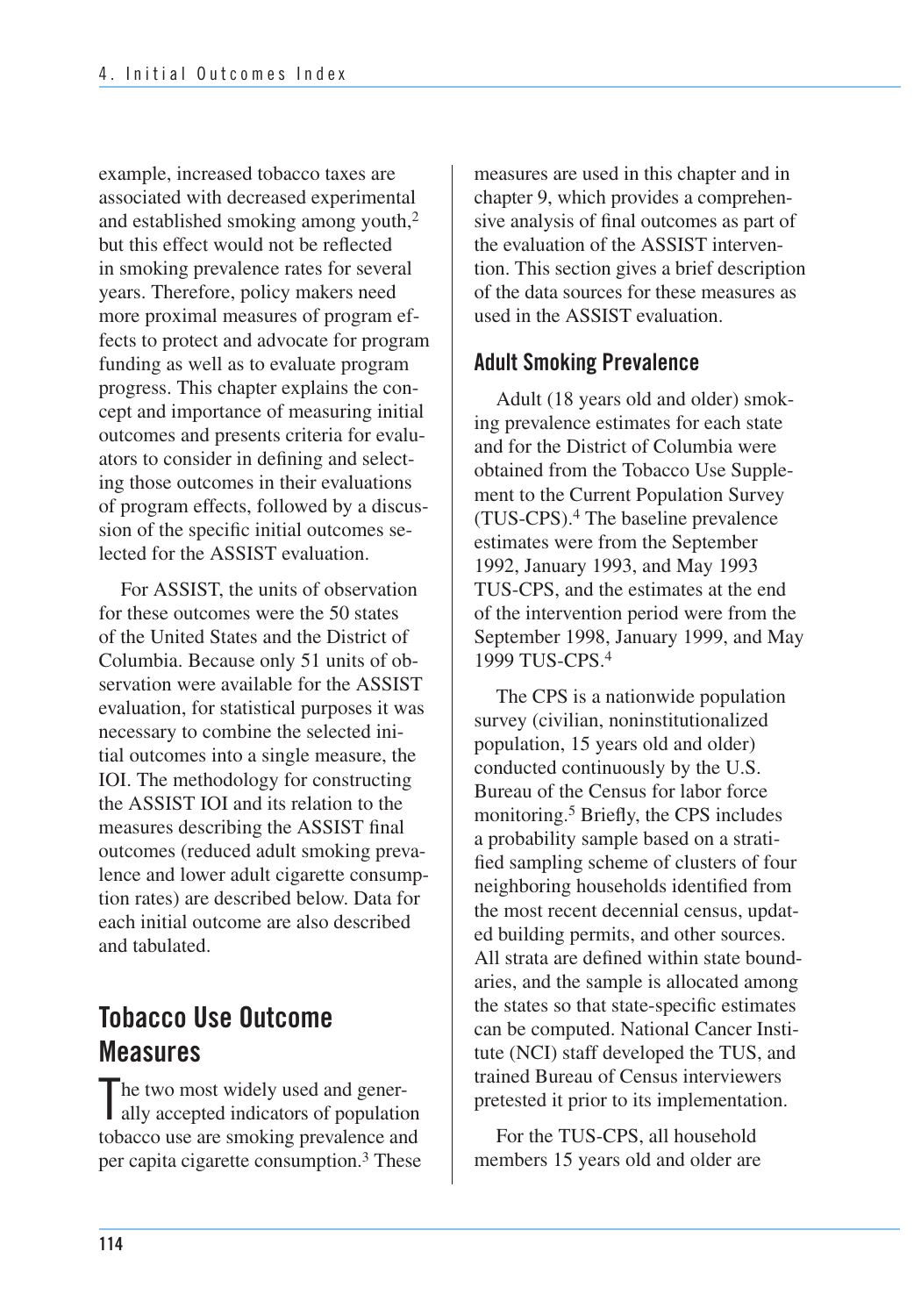example, increased tobacco taxes are associated with decreased experimental and established smoking among youth,[2] but this effect would not be reflected in smoking prevalence rates for several years. Therefore, policy makers need more proximal measures of program effects to protect and advocate for program funding as well as to evaluate program progress. This chapter explains the concept and importance of measuring initial outcomes and presents criteria for evaluators to consider in defining and selecting those outcomes in their evaluations of program effects, followed by a discussion of the specific initial outcomes selected for the ASSIST evaluation.

For ASSIST, the units of observation for these outcomes were the 50 states of the United States and the District of Columbia. Because only 51 units of observation were available for the ASSIST evaluation, for statistical purposes it was necessary to combine the selected initial outcomes into a single measure, the IOI. The methodology for constructing the ASSIST IOI and its relation to the measures describing the ASSIST final outcomes (reduced adult smoking prevalence and lower adult cigarette consumption rates) are described below. Data for each initial outcome are also described and tabulated.

## Tobacco Use Outcome Measures

The two most widely used and generally accepted indicators of population tobacco use are smoking prevalence and per capita cigarette consumption.[3] These measures are used in this chapter and in chapter 9, which provides a comprehensive analysis of final outcomes as part of the evaluation of the ASSIST intervention. This section gives a brief description of the data sources for these measures as used in the ASSIST evaluation.

### Adult Smoking Prevalence

Adult (18 years old and older) smoking prevalence estimates for each state and for the District of Columbia were obtained from the Tobacco Use Supplement to the Current Population Survey (TUS-CPS).[4] The baseline prevalence estimates were from the September 1992, January 1993, and May 1993 TUS-CPS, and the estimates at the end of the intervention period were from the September 1998, January 1999, and May 1999 TUS-CPS.[4]

The CPS is a nationwide population survey (civilian, noninstitutionalized population, 15 years old and older) conducted continuously by the U.S. Bureau of the Census for labor force monitoring.[5] Briefly, the CPS includes a probability sample based on a stratified sampling scheme of clusters of four neighboring households identified from the most recent decennial census, updated building permits, and other sources. All strata are defined within state boundaries, and the sample is allocated among the states so that state-specific estimates can be computed. National Cancer Institute (NCI) staff developed the TUS, and trained Bureau of Census interviewers pretested it prior to its implementation.

For the TUS-CPS, all household members 15 years old and older are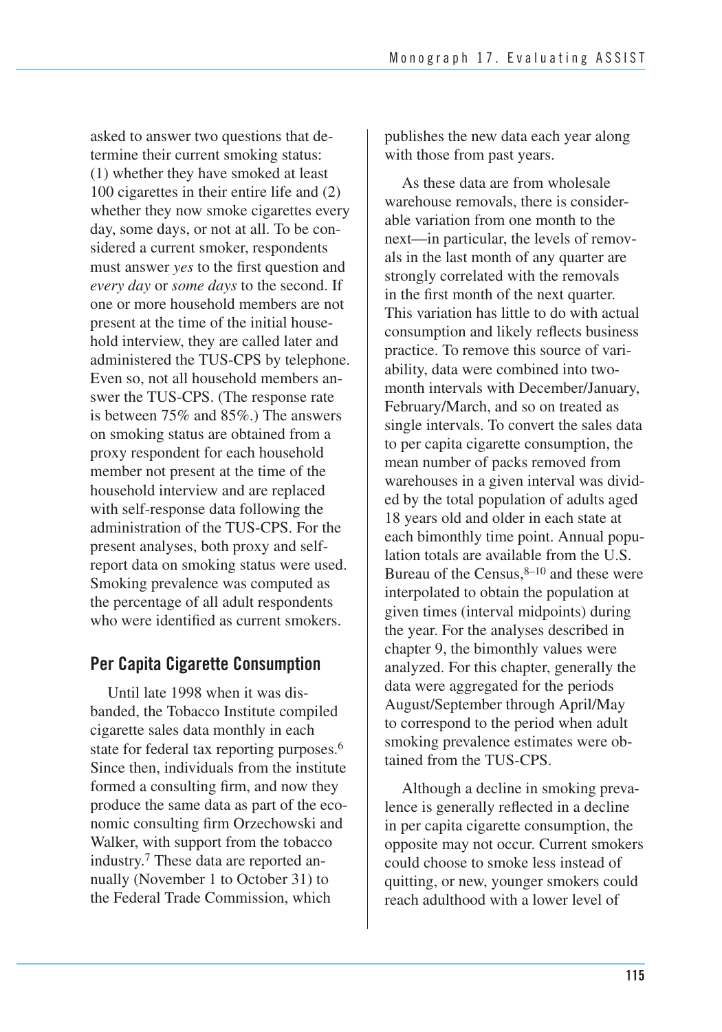asked to answer two questions that determine their current smoking status: (1) whether they have smoked at least 100 cigarettes in their entire life and (2) whether they now smoke cigarettes every day, some days, or not at all. To be considered a current smoker, respondents must answer *yes* to the first question and *every day* or *some days* to the second. If one or more household members are not present at the time of the initial household interview, they are called later and administered the TUS-CPS by telephone. Even so, not all household members answer the TUS-CPS. (The response rate is between 75% and 85%.) The answers on smoking status are obtained from a proxy respondent for each household member not present at the time of the household interview and are replaced with self-response data following the administration of the TUS-CPS. For the present analyses, both proxy and self-report data on smoking status were used. Smoking prevalence was computed as the percentage of all adult respondents who were identified as current smokers.

## Per Capita Cigarette Consumption

Until late 1998 when it was disbanded, the Tobacco Institute compiled cigarette sales data monthly in each state for federal tax reporting purposes.[6] Since then, individuals from the institute formed a consulting firm, and now they produce the same data as part of the economic consulting firm Orzechowski and Walker, with support from the tobacco industry.[7] These data are reported annually (November 1 to October 31) to the Federal Trade Commission, which publishes the new data each year along with those from past years.

As these data are from wholesale warehouse removals, there is considerable variation from one month to the next—in particular, the levels of removals in the last month of any quarter are strongly correlated with the removals in the first month of the next quarter. This variation has little to do with actual consumption and likely reflects business practice. To remove this source of variability, data were combined into two-month intervals with December/January, February/March, and so on treated as single intervals. To convert the sales data to per capita cigarette consumption, the mean number of packs removed from warehouses in a given interval was divided by the total population of adults aged 18 years old and older in each state at each bimonthly time point. Annual population totals are available from the U.S. Bureau of the Census,[8–10] and these were interpolated to obtain the population at given times (interval midpoints) during the year. For the analyses described in chapter 9, the bimonthly values were analyzed. For this chapter, generally the data were aggregated for the periods August/September through April/May to correspond to the period when adult smoking prevalence estimates were obtained from the TUS-CPS.

Although a decline in smoking prevalence is generally reflected in a decline in per capita cigarette consumption, the opposite may not occur. Current smokers could choose to smoke less instead of quitting, or new, younger smokers could reach adulthood with a lower level of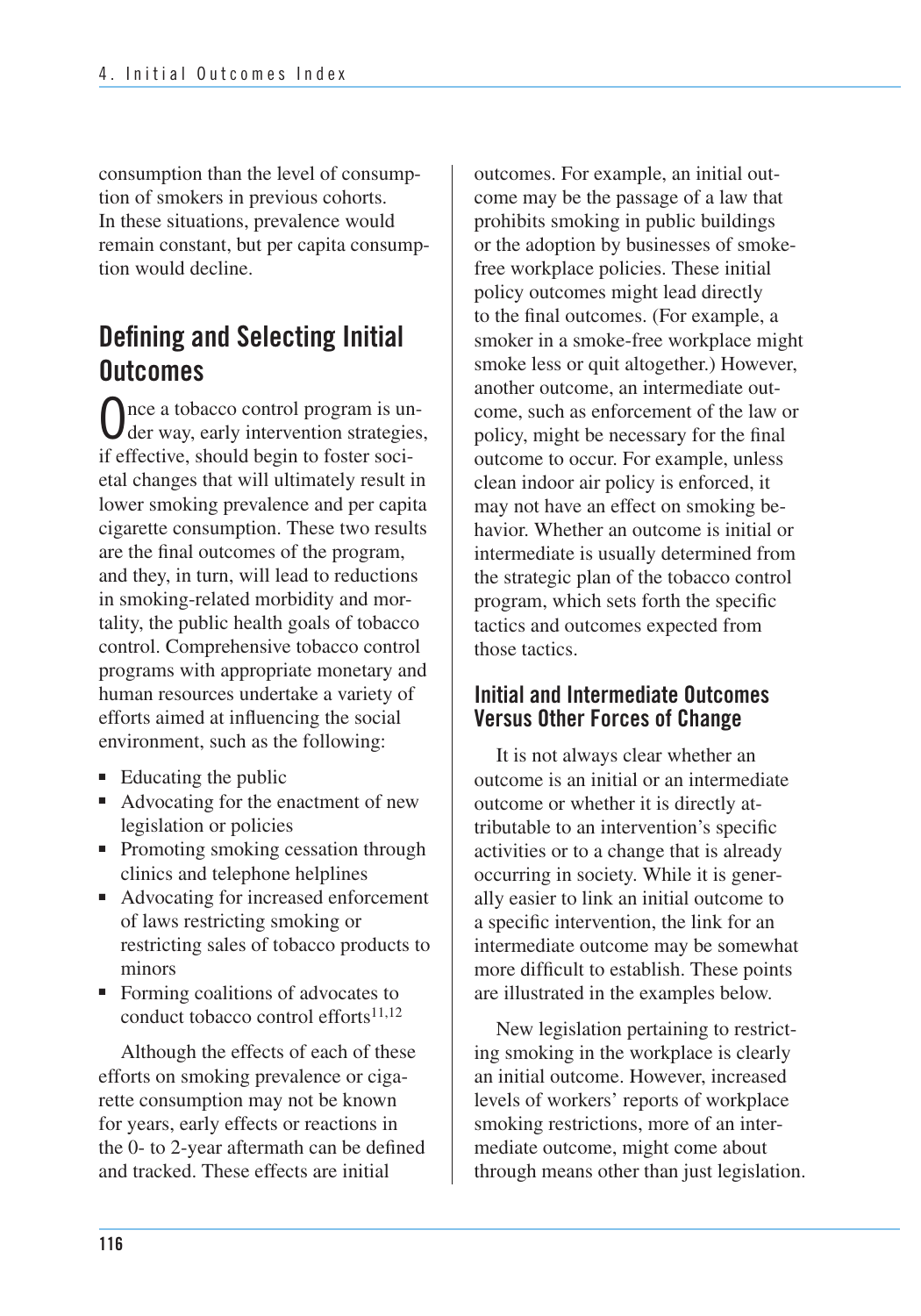consumption than the level of consumption of smokers in previous cohorts. In these situations, prevalence would remain constant, but per capita consumption would decline.

## Defining and Selecting Initial Outcomes

Once a tobacco control program is under way, early intervention strategies, if effective, should begin to foster societal changes that will ultimately result in lower smoking prevalence and per capita cigarette consumption. These two results are the final outcomes of the program, and they, in turn, will lead to reductions in smoking-related morbidity and mortality, the public health goals of tobacco control. Comprehensive tobacco control programs with appropriate monetary and human resources undertake a variety of efforts aimed at influencing the social environment, such as the following:

- Educating the public
- Advocating for the enactment of new legislation or policies
- Promoting smoking cessation through clinics and telephone helplines
- Advocating for increased enforcement of laws restricting smoking or restricting sales of tobacco products to minors
- Forming coalitions of advocates to conduct tobacco control efforts[11,12]

Although the effects of each of these efforts on smoking prevalence or cigarette consumption may not be known for years, early effects or reactions in the 0- to 2-year aftermath can be defined and tracked. These effects are initial outcomes. For example, an initial outcome may be the passage of a law that prohibits smoking in public buildings or the adoption by businesses of smoke-free workplace policies. These initial policy outcomes might lead directly to the final outcomes. (For example, a smoker in a smoke-free workplace might smoke less or quit altogether.) However, another outcome, an intermediate outcome, such as enforcement of the law or policy, might be necessary for the final outcome to occur. For example, unless clean indoor air policy is enforced, it may not have an effect on smoking behavior. Whether an outcome is initial or intermediate is usually determined from the strategic plan of the tobacco control program, which sets forth the specific tactics and outcomes expected from those tactics.

### Initial and Intermediate Outcomes Versus Other Forces of Change

It is not always clear whether an outcome is an initial or an intermediate outcome or whether it is directly attributable to an intervention's specific activities or to a change that is already occurring in society. While it is generally easier to link an initial outcome to a specific intervention, the link for an intermediate outcome may be somewhat more difficult to establish. These points are illustrated in the examples below.

New legislation pertaining to restricting smoking in the workplace is clearly an initial outcome. However, increased levels of workers' reports of workplace smoking restrictions, more of an intermediate outcome, might come about through means other than just legislation.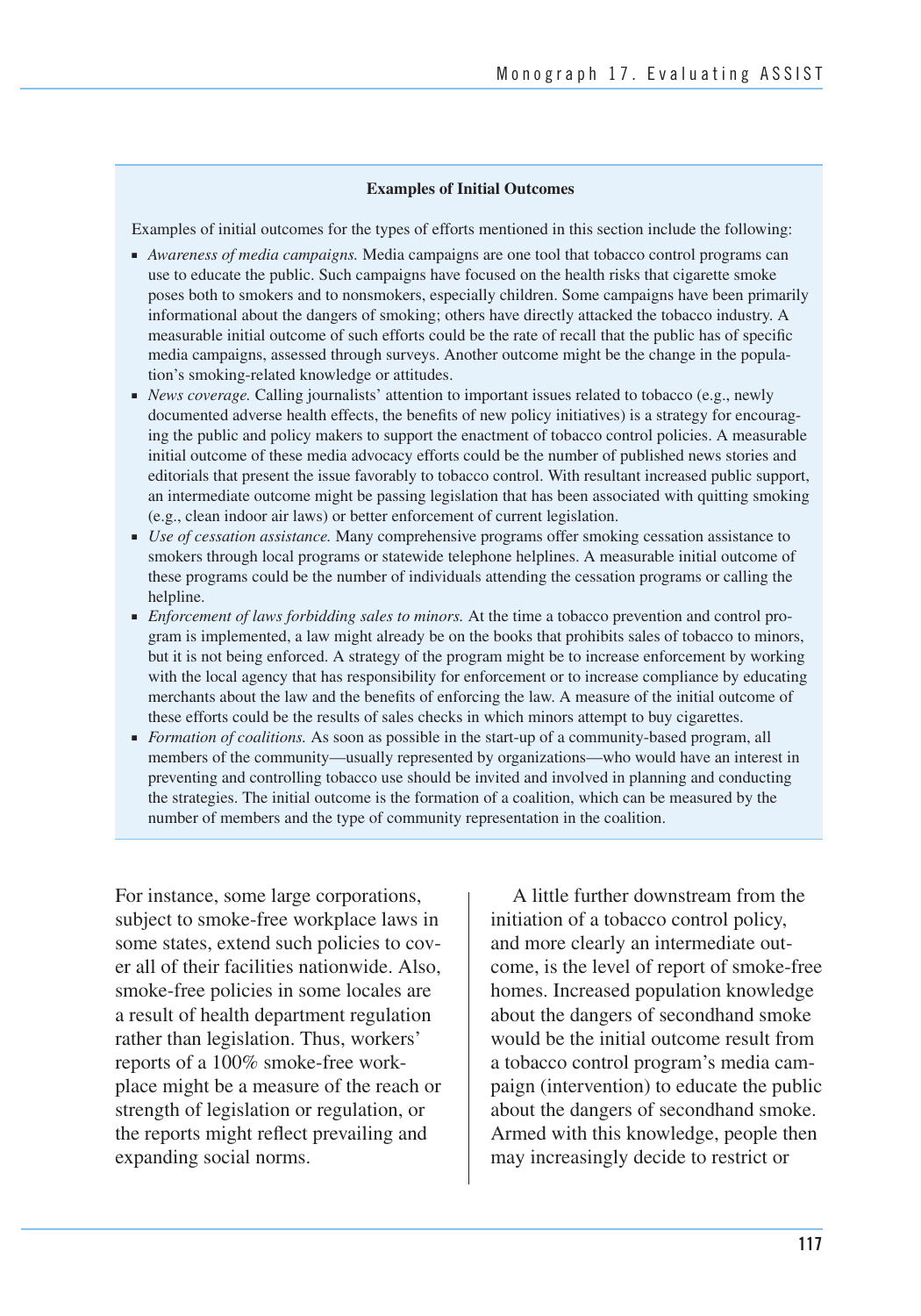**Examples of Initial Outcomes**

Examples of initial outcomes for the types of efforts mentioned in this section include the following:

- *Awareness of media campaigns.* Media campaigns are one tool that tobacco control programs can use to educate the public. Such campaigns have focused on the health risks that cigarette smoke poses both to smokers and to nonsmokers, especially children. Some campaigns have been primarily informational about the dangers of smoking; others have directly attacked the tobacco industry. A measurable initial outcome of such efforts could be the rate of recall that the public has of specific media campaigns, assessed through surveys. Another outcome might be the change in the population's smoking-related knowledge or attitudes.
- *News coverage.* Calling journalists' attention to important issues related to tobacco (e.g., newly documented adverse health effects, the benefits of new policy initiatives) is a strategy for encouraging the public and policy makers to support the enactment of tobacco control policies. A measurable initial outcome of these media advocacy efforts could be the number of published news stories and editorials that present the issue favorably to tobacco control. With resultant increased public support, an intermediate outcome might be passing legislation that has been associated with quitting smoking (e.g., clean indoor air laws) or better enforcement of current legislation.
- *Use of cessation assistance.* Many comprehensive programs offer smoking cessation assistance to smokers through local programs or statewide telephone helplines. A measurable initial outcome of these programs could be the number of individuals attending the cessation programs or calling the helpline.
- *Enforcement of laws forbidding sales to minors.* At the time a tobacco prevention and control program is implemented, a law might already be on the books that prohibits sales of tobacco to minors, but it is not being enforced. A strategy of the program might be to increase enforcement by working with the local agency that has responsibility for enforcement or to increase compliance by educating merchants about the law and the benefits of enforcing the law. A measure of the initial outcome of these efforts could be the results of sales checks in which minors attempt to buy cigarettes.
- *Formation of coalitions.* As soon as possible in the start-up of a community-based program, all members of the community—usually represented by organizations—who would have an interest in preventing and controlling tobacco use should be invited and involved in planning and conducting the strategies. The initial outcome is the formation of a coalition, which can be measured by the number of members and the type of community representation in the coalition.

For instance, some large corporations, subject to smoke-free workplace laws in some states, extend such policies to cover all of their facilities nationwide. Also, smoke-free policies in some locales are a result of health department regulation rather than legislation. Thus, workers' reports of a 100% smoke-free workplace might be a measure of the reach or strength of legislation or regulation, or the reports might reflect prevailing and expanding social norms.

A little further downstream from the initiation of a tobacco control policy, and more clearly an intermediate outcome, is the level of report of smoke-free homes. Increased population knowledge about the dangers of secondhand smoke would be the initial outcome result from a tobacco control program's media campaign (intervention) to educate the public about the dangers of secondhand smoke. Armed with this knowledge, people then may increasingly decide to restrict or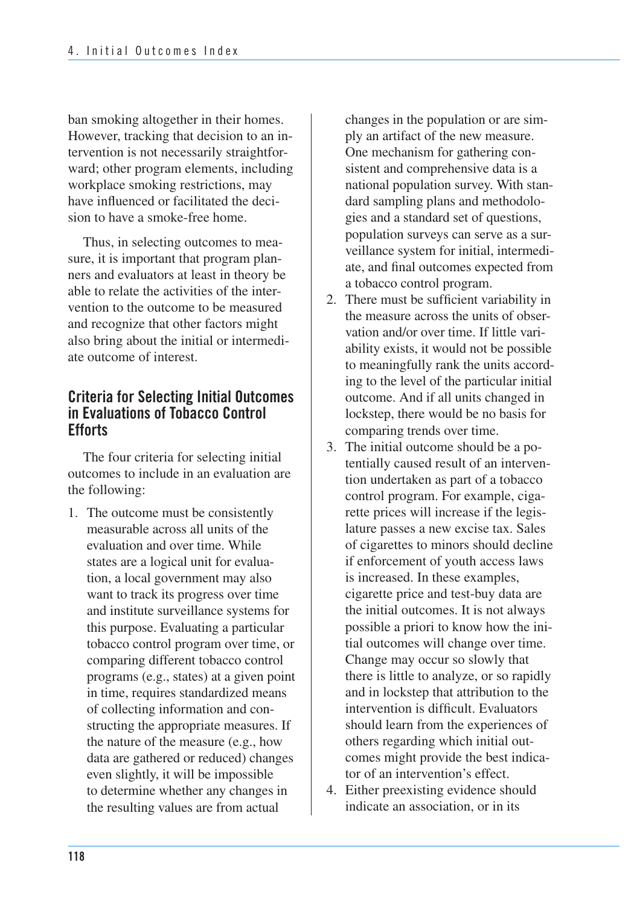ban smoking altogether in their homes. However, tracking that decision to an intervention is not necessarily straightforward; other program elements, including workplace smoking restrictions, may have influenced or facilitated the decision to have a smoke-free home.

Thus, in selecting outcomes to measure, it is important that program planners and evaluators at least in theory be able to relate the activities of the intervention to the outcome to be measured and recognize that other factors might also bring about the initial or intermediate outcome of interest.

## Criteria for Selecting Initial Outcomes in Evaluations of Tobacco Control Efforts

The four criteria for selecting initial outcomes to include in an evaluation are the following:

1. The outcome must be consistently measurable across all units of the evaluation and over time. While states are a logical unit for evaluation, a local government may also want to track its progress over time and institute surveillance systems for this purpose. Evaluating a particular tobacco control program over time, or comparing different tobacco control programs (e.g., states) at a given point in time, requires standardized means of collecting information and constructing the appropriate measures. If the nature of the measure (e.g., how data are gathered or reduced) changes even slightly, it will be impossible to determine whether any changes in the resulting values are from actual changes in the population or are simply an artifact of the new measure. One mechanism for gathering consistent and comprehensive data is a national population survey. With standard sampling plans and methodologies and a standard set of questions, population surveys can serve as a surveillance system for initial, intermediate, and final outcomes expected from a tobacco control program.
2. There must be sufficient variability in the measure across the units of observation and/or over time. If little variability exists, it would not be possible to meaningfully rank the units according to the level of the particular initial outcome. And if all units changed in lockstep, there would be no basis for comparing trends over time.
3. The initial outcome should be a potentially caused result of an intervention undertaken as part of a tobacco control program. For example, cigarette prices will increase if the legislature passes a new excise tax. Sales of cigarettes to minors should decline if enforcement of youth access laws is increased. In these examples, cigarette price and test-buy data are the initial outcomes. It is not always possible a priori to know how the initial outcomes will change over time. Change may occur so slowly that there is little to analyze, or so rapidly and in lockstep that attribution to the intervention is difficult. Evaluators should learn from the experiences of others regarding which initial outcomes might provide the best indicator of an intervention's effect.
4. Either preexisting evidence should indicate an association, or in its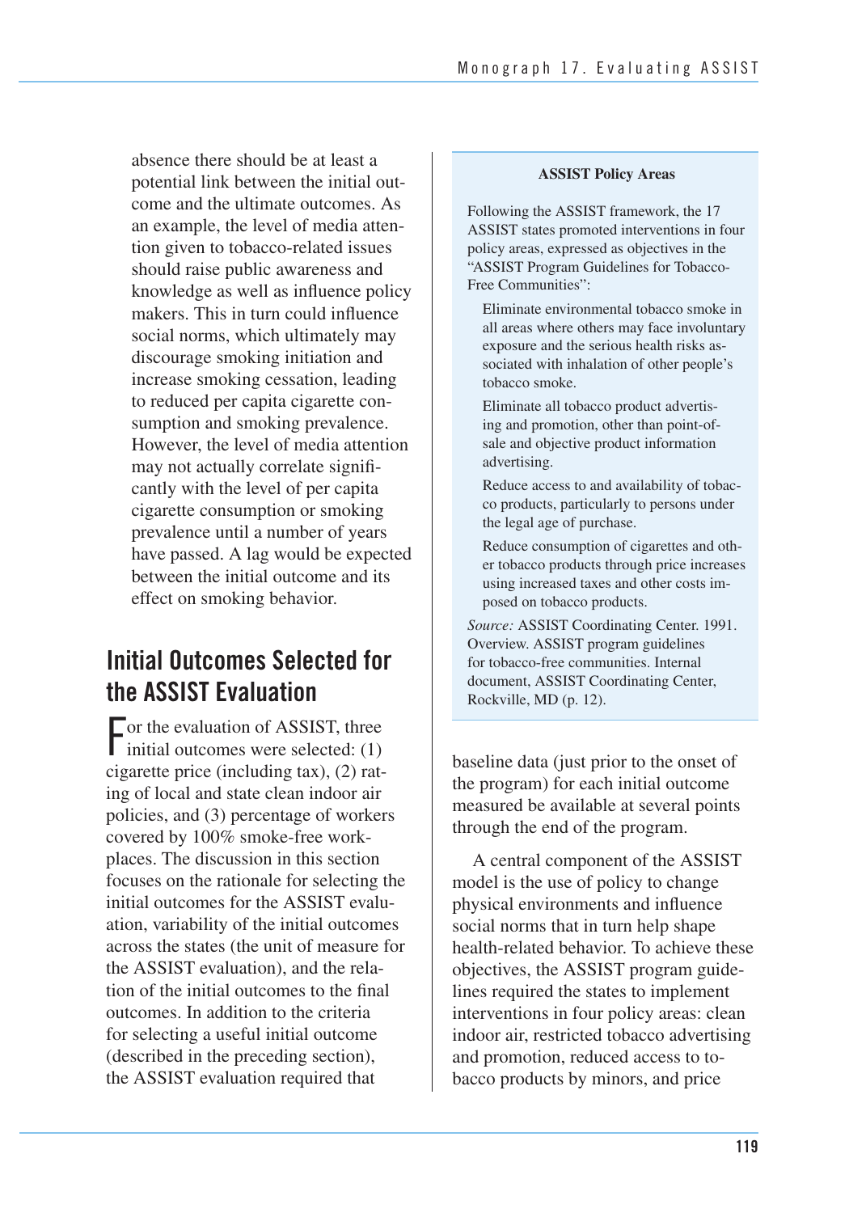absence there should be at least a potential link between the initial outcome and the ultimate outcomes. As an example, the level of media attention given to tobacco-related issues should raise public awareness and knowledge as well as influence policy makers. This in turn could influence social norms, which ultimately may discourage smoking initiation and increase smoking cessation, leading to reduced per capita cigarette consumption and smoking prevalence. However, the level of media attention may not actually correlate significantly with the level of per capita cigarette consumption or smoking prevalence until a number of years have passed. A lag would be expected between the initial outcome and its effect on smoking behavior.

## Initial Outcomes Selected for the ASSIST Evaluation

For the evaluation of ASSIST, three initial outcomes were selected: (1) cigarette price (including tax), (2) rating of local and state clean indoor air policies, and (3) percentage of workers covered by 100% smoke-free workplaces. The discussion in this section focuses on the rationale for selecting the initial outcomes for the ASSIST evaluation, variability of the initial outcomes across the states (the unit of measure for the ASSIST evaluation), and the relation of the initial outcomes to the final outcomes. In addition to the criteria for selecting a useful initial outcome (described in the preceding section), the ASSIST evaluation required that baseline data (just prior to the onset of the program) for each initial outcome measured be available at several points through the end of the program.

> **ASSIST Policy Areas**
>
> Following the ASSIST framework, the 17 ASSIST states promoted interventions in four policy areas, expressed as objectives in the "ASSIST Program Guidelines for Tobacco-Free Communities":
>
> Eliminate environmental tobacco smoke in all areas where others may face involuntary exposure and the serious health risks associated with inhalation of other people's tobacco smoke.
>
> Eliminate all tobacco product advertising and promotion, other than point-of-sale and objective product information advertising.
>
> Reduce access to and availability of tobacco products, particularly to persons under the legal age of purchase.
>
> Reduce consumption of cigarettes and other tobacco products through price increases using increased taxes and other costs imposed on tobacco products.
>
> *Source:* ASSIST Coordinating Center. 1991. Overview. ASSIST program guidelines for tobacco-free communities. Internal document, ASSIST Coordinating Center, Rockville, MD (p. 12).

A central component of the ASSIST model is the use of policy to change physical environments and influence social norms that in turn help shape health-related behavior. To achieve these objectives, the ASSIST program guidelines required the states to implement interventions in four policy areas: clean indoor air, restricted tobacco advertising and promotion, reduced access to tobacco products by minors, and price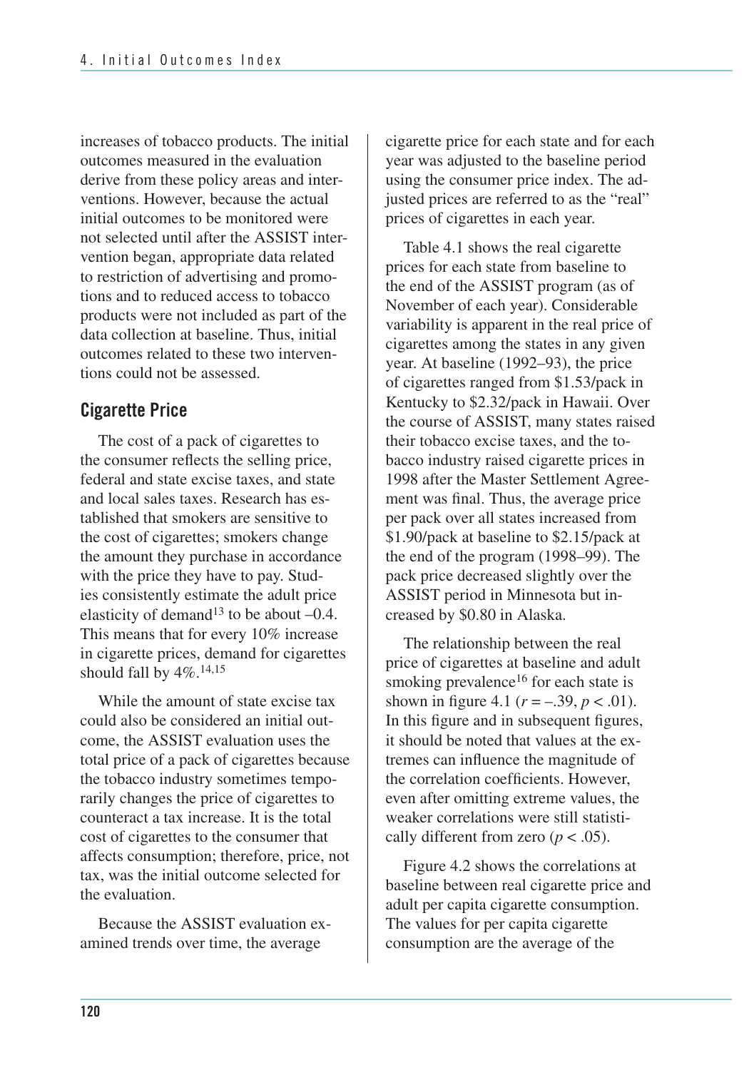increases of tobacco products. The initial outcomes measured in the evaluation derive from these policy areas and interventions. However, because the actual initial outcomes to be monitored were not selected until after the ASSIST intervention began, appropriate data related to restriction of advertising and promotions and to reduced access to tobacco products were not included as part of the data collection at baseline. Thus, initial outcomes related to these two interventions could not be assessed.

## Cigarette Price

The cost of a pack of cigarettes to the consumer reflects the selling price, federal and state excise taxes, and state and local sales taxes. Research has established that smokers are sensitive to the cost of cigarettes; smokers change the amount they purchase in accordance with the price they have to pay. Studies consistently estimate the adult price elasticity of demand[13] to be about –0.4. This means that for every 10% increase in cigarette prices, demand for cigarettes should fall by 4%.[14,15]

While the amount of state excise tax could also be considered an initial outcome, the ASSIST evaluation uses the total price of a pack of cigarettes because the tobacco industry sometimes temporarily changes the price of cigarettes to counteract a tax increase. It is the total cost of cigarettes to the consumer that affects consumption; therefore, price, not tax, was the initial outcome selected for the evaluation.

Because the ASSIST evaluation examined trends over time, the average cigarette price for each state and for each year was adjusted to the baseline period using the consumer price index. The adjusted prices are referred to as the "real" prices of cigarettes in each year.

Table 4.1 shows the real cigarette prices for each state from baseline to the end of the ASSIST program (as of November of each year). Considerable variability is apparent in the real price of cigarettes among the states in any given year. At baseline (1992–93), the price of cigarettes ranged from \$1.53/pack in Kentucky to \$2.32/pack in Hawaii. Over the course of ASSIST, many states raised their tobacco excise taxes, and the tobacco industry raised cigarette prices in 1998 after the Master Settlement Agreement was final. Thus, the average price per pack over all states increased from \$1.90/pack at baseline to \$2.15/pack at the end of the program (1998–99). The pack price decreased slightly over the ASSIST period in Minnesota but increased by \$0.80 in Alaska.

The relationship between the real price of cigarettes at baseline and adult smoking prevalence[16] for each state is shown in figure 4.1 ($r = -.39$, $p < .01$). In this figure and in subsequent figures, it should be noted that values at the extremes can influence the magnitude of the correlation coefficients. However, even after omitting extreme values, the weaker correlations were still statistically different from zero ($p < .05$).

Figure 4.2 shows the correlations at baseline between real cigarette price and adult per capita cigarette consumption. The values for per capita cigarette consumption are the average of the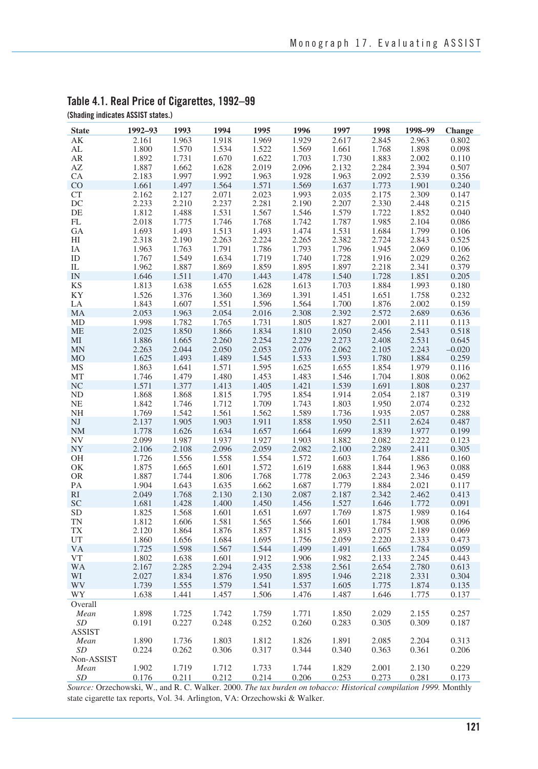## Table 4.1. Real Price of Cigarettes, 1992–99

(Shading indicates ASSIST states.)

| State | 1992–93 | 1993 | 1994 | 1995 | 1996 | 1997 | 1998 | 1998–99 | Change |
|---|---|---|---|---|---|---|---|---|---|
| AK | 2.161 | 1.963 | 1.918 | 1.969 | 1.929 | 2.617 | 2.845 | 2.963 | 0.802 |
| AL | 1.800 | 1.570 | 1.534 | 1.522 | 1.569 | 1.661 | 1.768 | 1.898 | 0.098 |
| AR | 1.892 | 1.731 | 1.670 | 1.622 | 1.703 | 1.730 | 1.883 | 2.002 | 0.110 |
| AZ | 1.887 | 1.662 | 1.628 | 2.019 | 2.096 | 2.132 | 2.284 | 2.394 | 0.507 |
| CA | 2.183 | 1.997 | 1.992 | 1.963 | 1.928 | 1.963 | 2.092 | 2.539 | 0.356 |
| CO | 1.661 | 1.497 | 1.564 | 1.571 | 1.569 | 1.637 | 1.773 | 1.901 | 0.240 |
| CT | 2.162 | 2.127 | 2.071 | 2.023 | 1.993 | 2.035 | 2.175 | 2.309 | 0.147 |
| DC | 2.233 | 2.210 | 2.237 | 2.281 | 2.190 | 2.207 | 2.330 | 2.448 | 0.215 |
| DE | 1.812 | 1.488 | 1.531 | 1.567 | 1.546 | 1.579 | 1.722 | 1.852 | 0.040 |
| FL | 2.018 | 1.775 | 1.746 | 1.768 | 1.742 | 1.787 | 1.985 | 2.104 | 0.086 |
| GA | 1.693 | 1.493 | 1.513 | 1.493 | 1.474 | 1.531 | 1.684 | 1.799 | 0.106 |
| HI | 2.318 | 2.190 | 2.263 | 2.224 | 2.265 | 2.382 | 2.724 | 2.843 | 0.525 |
| IA | 1.963 | 1.763 | 1.791 | 1.786 | 1.793 | 1.796 | 1.945 | 2.069 | 0.106 |
| ID | 1.767 | 1.549 | 1.634 | 1.719 | 1.740 | 1.728 | 1.916 | 2.029 | 0.262 |
| IL | 1.962 | 1.887 | 1.869 | 1.859 | 1.895 | 1.897 | 2.218 | 2.341 | 0.379 |
| IN | 1.646 | 1.511 | 1.470 | 1.443 | 1.478 | 1.540 | 1.728 | 1.851 | 0.205 |
| KS | 1.813 | 1.638 | 1.655 | 1.628 | 1.613 | 1.703 | 1.884 | 1.993 | 0.180 |
| KY | 1.526 | 1.376 | 1.360 | 1.369 | 1.391 | 1.451 | 1.651 | 1.758 | 0.232 |
| LA | 1.843 | 1.607 | 1.551 | 1.596 | 1.564 | 1.700 | 1.876 | 2.002 | 0.159 |
| MA | 2.053 | 1.963 | 2.054 | 2.016 | 2.308 | 2.392 | 2.572 | 2.689 | 0.636 |
| MD | 1.998 | 1.782 | 1.765 | 1.731 | 1.805 | 1.827 | 2.001 | 2.111 | 0.113 |
| ME | 2.025 | 1.850 | 1.866 | 1.834 | 1.810 | 2.050 | 2.456 | 2.543 | 0.518 |
| MI | 1.886 | 1.665 | 2.260 | 2.254 | 2.229 | 2.273 | 2.408 | 2.531 | 0.645 |
| MN | 2.263 | 2.044 | 2.050 | 2.053 | 2.076 | 2.062 | 2.105 | 2.243 | −0.020 |
| MO | 1.625 | 1.493 | 1.489 | 1.545 | 1.533 | 1.593 | 1.780 | 1.884 | 0.259 |
| MS | 1.863 | 1.641 | 1.571 | 1.595 | 1.625 | 1.655 | 1.854 | 1.979 | 0.116 |
| MT | 1.746 | 1.479 | 1.480 | 1.453 | 1.483 | 1.546 | 1.704 | 1.808 | 0.062 |
| NC | 1.571 | 1.377 | 1.413 | 1.405 | 1.421 | 1.539 | 1.691 | 1.808 | 0.237 |
| ND | 1.868 | 1.868 | 1.815 | 1.795 | 1.854 | 1.914 | 2.054 | 2.187 | 0.319 |
| NE | 1.842 | 1.746 | 1.712 | 1.709 | 1.743 | 1.803 | 1.950 | 2.074 | 0.232 |
| NH | 1.769 | 1.542 | 1.561 | 1.562 | 1.589 | 1.736 | 1.935 | 2.057 | 0.288 |
| NJ | 2.137 | 1.905 | 1.903 | 1.911 | 1.858 | 1.950 | 2.511 | 2.624 | 0.487 |
| NM | 1.778 | 1.626 | 1.634 | 1.657 | 1.664 | 1.699 | 1.839 | 1.977 | 0.199 |
| NV | 2.099 | 1.987 | 1.937 | 1.927 | 1.903 | 1.882 | 2.082 | 2.222 | 0.123 |
| NY | 2.106 | 2.108 | 2.096 | 2.059 | 2.082 | 2.100 | 2.289 | 2.411 | 0.305 |
| OH | 1.726 | 1.556 | 1.558 | 1.554 | 1.572 | 1.603 | 1.764 | 1.886 | 0.160 |
| OK | 1.875 | 1.665 | 1.601 | 1.572 | 1.619 | 1.688 | 1.844 | 1.963 | 0.088 |
| OR | 1.887 | 1.744 | 1.806 | 1.768 | 1.778 | 2.063 | 2.243 | 2.346 | 0.459 |
| PA | 1.904 | 1.643 | 1.635 | 1.662 | 1.687 | 1.779 | 1.884 | 2.021 | 0.117 |
| RI | 2.049 | 1.768 | 2.130 | 2.130 | 2.087 | 2.187 | 2.342 | 2.462 | 0.413 |
| SC | 1.681 | 1.428 | 1.400 | 1.450 | 1.456 | 1.527 | 1.646 | 1.772 | 0.091 |
| SD | 1.825 | 1.568 | 1.601 | 1.651 | 1.697 | 1.769 | 1.875 | 1.989 | 0.164 |
| TN | 1.812 | 1.606 | 1.581 | 1.565 | 1.566 | 1.601 | 1.784 | 1.908 | 0.096 |
| TX | 2.120 | 1.864 | 1.876 | 1.857 | 1.815 | 1.893 | 2.075 | 2.189 | 0.069 |
| UT | 1.860 | 1.656 | 1.684 | 1.695 | 1.756 | 2.059 | 2.220 | 2.333 | 0.473 |
| VA | 1.725 | 1.598 | 1.567 | 1.544 | 1.499 | 1.491 | 1.665 | 1.784 | 0.059 |
| VT | 1.802 | 1.638 | 1.601 | 1.912 | 1.906 | 1.982 | 2.133 | 2.245 | 0.443 |
| WA | 2.167 | 2.285 | 2.294 | 2.435 | 2.538 | 2.561 | 2.654 | 2.780 | 0.613 |
| WI | 2.027 | 1.834 | 1.876 | 1.950 | 1.895 | 1.946 | 2.218 | 2.331 | 0.304 |
| WV | 1.739 | 1.555 | 1.579 | 1.541 | 1.537 | 1.605 | 1.775 | 1.874 | 0.135 |
| WY | 1.638 | 1.441 | 1.457 | 1.506 | 1.476 | 1.487 | 1.646 | 1.775 | 0.137 |
| Overall | | | | | | | | | |
| *Mean* | 1.898 | 1.725 | 1.742 | 1.759 | 1.771 | 1.850 | 2.029 | 2.155 | 0.257 |
| *SD* | 0.191 | 0.227 | 0.248 | 0.252 | 0.260 | 0.283 | 0.305 | 0.309 | 0.187 |
| ASSIST | | | | | | | | | |
| *Mean* | 1.890 | 1.736 | 1.803 | 1.812 | 1.826 | 1.891 | 2.085 | 2.204 | 0.313 |
| *SD* | 0.224 | 0.262 | 0.306 | 0.317 | 0.344 | 0.340 | 0.363 | 0.361 | 0.206 |
| Non-ASSIST | | | | | | | | | |
| *Mean* | 1.902 | 1.719 | 1.712 | 1.733 | 1.744 | 1.829 | 2.001 | 2.130 | 0.229 |
| *SD* | 0.176 | 0.211 | 0.212 | 0.214 | 0.206 | 0.253 | 0.273 | 0.281 | 0.173 |

*Source:* Orzechowski, W., and R. C. Walker. 2000. *The tax burden on tobacco: Historical compilation 1999.* Monthly state cigarette tax reports, Vol. 34. Arlington, VA: Orzechowski & Walker.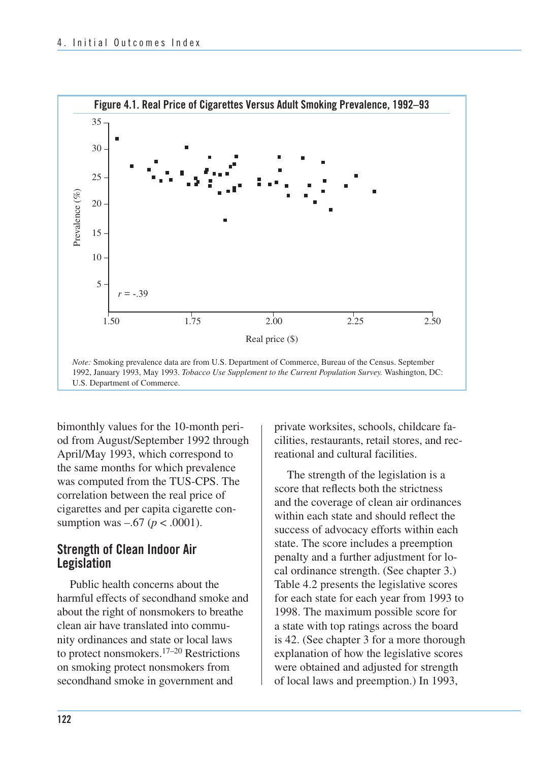**Figure 4.1. Real Price of Cigarettes Versus Adult Smoking Prevalence, 1992–93**

*Note:* Smoking prevalence data are from U.S. Department of Commerce, Bureau of the Census. September 1992, January 1993, May 1993. *Tobacco Use Supplement to the Current Population Survey.* Washington, DC: U.S. Department of Commerce.

bimonthly values for the 10-month period from August/September 1992 through April/May 1993, which correspond to the same months for which prevalence was computed from the TUS-CPS. The correlation between the real price of cigarettes and per capita cigarette consumption was –.67 ($p < .0001$).

## Strength of Clean Indoor Air Legislation

Public health concerns about the harmful effects of secondhand smoke and about the right of nonsmokers to breathe clean air have translated into community ordinances and state or local laws to protect nonsmokers.[17–20] Restrictions on smoking protect nonsmokers from secondhand smoke in government and private worksites, schools, childcare facilities, restaurants, retail stores, and recreational and cultural facilities.

The strength of the legislation is a score that reflects both the strictness and the coverage of clean air ordinances within each state and should reflect the success of advocacy efforts within each state. The score includes a preemption penalty and a further adjustment for local ordinance strength. (See chapter 3.) Table 4.2 presents the legislative scores for each state for each year from 1993 to 1998. The maximum possible score for a state with top ratings across the board is 42. (See chapter 3 for a more thorough explanation of how the legislative scores were obtained and adjusted for strength of local laws and preemption.) In 1993,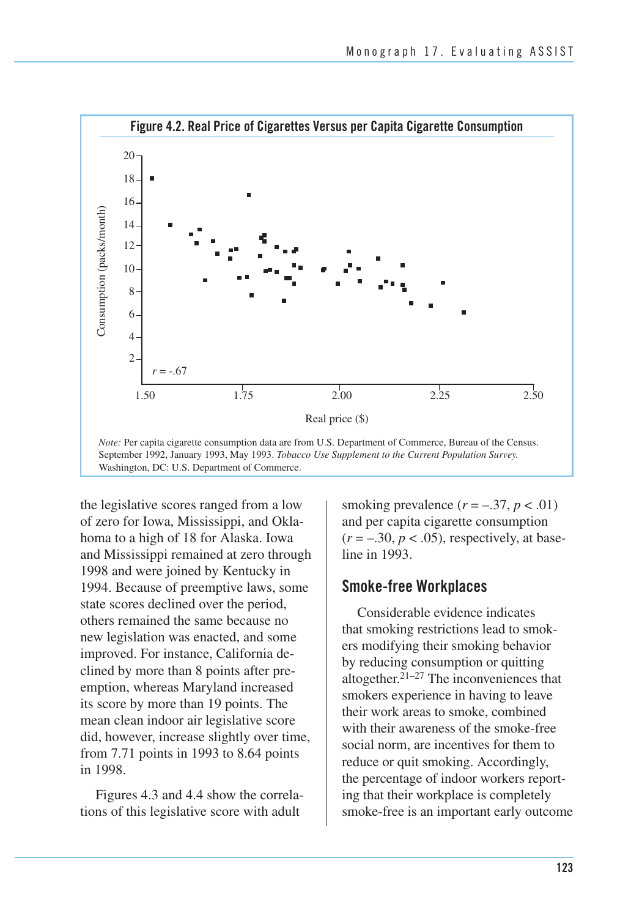**Figure 4.2. Real Price of Cigarettes Versus per Capita Cigarette Consumption**

*Note:* Per capita cigarette consumption data are from U.S. Department of Commerce, Bureau of the Census. September 1992, January 1993, May 1993. *Tobacco Use Supplement to the Current Population Survey.* Washington, DC: U.S. Department of Commerce.

the legislative scores ranged from a low of zero for Iowa, Mississippi, and Oklahoma to a high of 18 for Alaska. Iowa and Mississippi remained at zero through 1998 and were joined by Kentucky in 1994. Because of preemptive laws, some state scores declined over the period, others remained the same because no new legislation was enacted, and some improved. For instance, California declined by more than 8 points after preemption, whereas Maryland increased its score by more than 19 points. The mean clean indoor air legislative score did, however, increase slightly over time, from 7.71 points in 1993 to 8.64 points in 1998.

Figures 4.3 and 4.4 show the correlations of this legislative score with adult smoking prevalence ($r = -.37$, $p < .01$) and per capita cigarette consumption ($r = -.30$, $p < .05$), respectively, at baseline in 1993.

## Smoke-free Workplaces

Considerable evidence indicates that smoking restrictions lead to smokers modifying their smoking behavior by reducing consumption or quitting altogether.[21–27] The inconveniences that smokers experience in having to leave their work areas to smoke, combined with their awareness of the smoke-free social norm, are incentives for them to reduce or quit smoking. Accordingly, the percentage of indoor workers reporting that their workplace is completely smoke-free is an important early outcome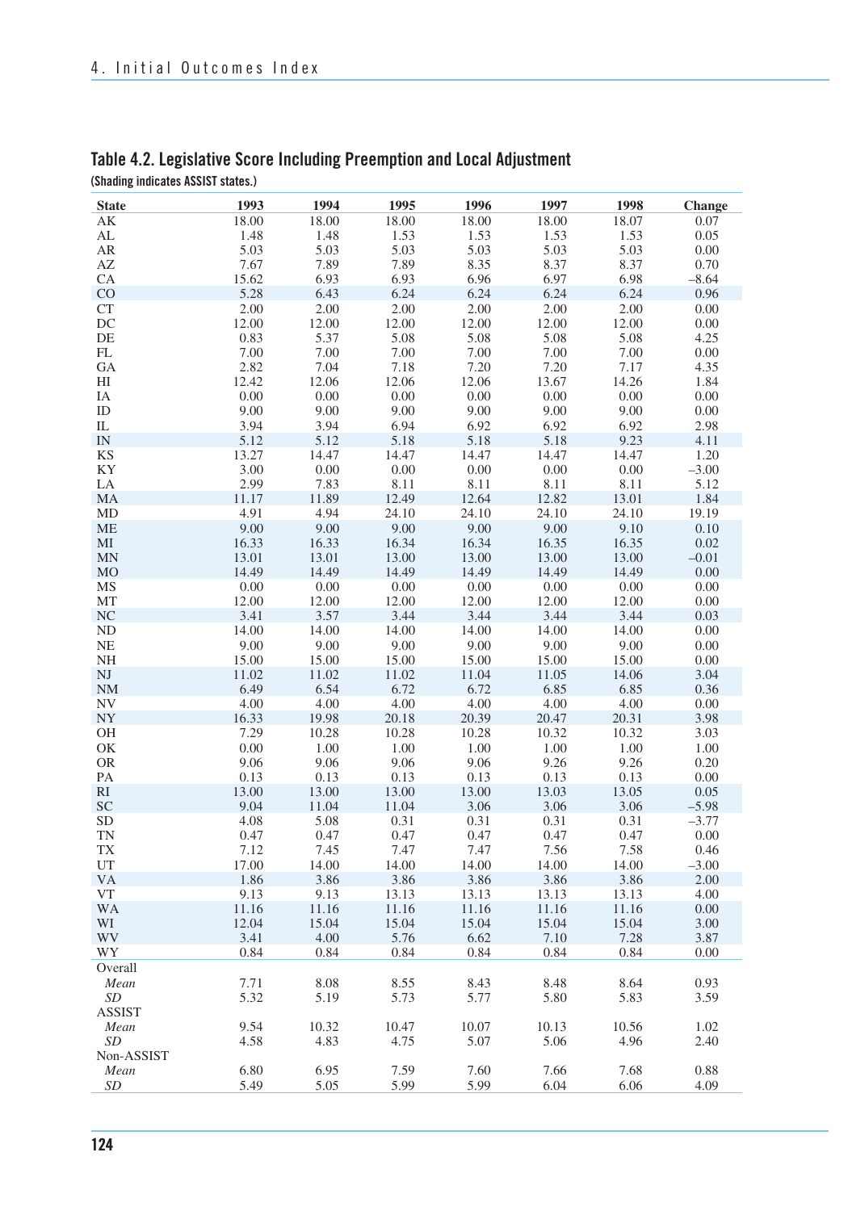## Table 4.2. Legislative Score Including Preemption and Local Adjustment

(Shading indicates ASSIST states.)

| State | 1993 | 1994 | 1995 | 1996 | 1997 | 1998 | Change |
|---|---|---|---|---|---|---|---|
| AK | 18.00 | 18.00 | 18.00 | 18.00 | 18.00 | 18.07 | 0.07 |
| AL | 1.48 | 1.48 | 1.53 | 1.53 | 1.53 | 1.53 | 0.05 |
| AR | 5.03 | 5.03 | 5.03 | 5.03 | 5.03 | 5.03 | 0.00 |
| AZ | 7.67 | 7.89 | 7.89 | 8.35 | 8.37 | 8.37 | 0.70 |
| CA | 15.62 | 6.93 | 6.93 | 6.96 | 6.97 | 6.98 | –8.64 |
| CO | 5.28 | 6.43 | 6.24 | 6.24 | 6.24 | 6.24 | 0.96 |
| CT | 2.00 | 2.00 | 2.00 | 2.00 | 2.00 | 2.00 | 0.00 |
| DC | 12.00 | 12.00 | 12.00 | 12.00 | 12.00 | 12.00 | 0.00 |
| DE | 0.83 | 5.37 | 5.08 | 5.08 | 5.08 | 5.08 | 4.25 |
| FL | 7.00 | 7.00 | 7.00 | 7.00 | 7.00 | 7.00 | 0.00 |
| GA | 2.82 | 7.04 | 7.18 | 7.20 | 7.20 | 7.17 | 4.35 |
| HI | 12.42 | 12.06 | 12.06 | 12.06 | 13.67 | 14.26 | 1.84 |
| IA | 0.00 | 0.00 | 0.00 | 0.00 | 0.00 | 0.00 | 0.00 |
| ID | 9.00 | 9.00 | 9.00 | 9.00 | 9.00 | 9.00 | 0.00 |
| IL | 3.94 | 3.94 | 6.94 | 6.92 | 6.92 | 6.92 | 2.98 |
| IN | 5.12 | 5.12 | 5.18 | 5.18 | 5.18 | 9.23 | 4.11 |
| KS | 13.27 | 14.47 | 14.47 | 14.47 | 14.47 | 14.47 | 1.20 |
| KY | 3.00 | 0.00 | 0.00 | 0.00 | 0.00 | 0.00 | –3.00 |
| LA | 2.99 | 7.83 | 8.11 | 8.11 | 8.11 | 8.11 | 5.12 |
| MA | 11.17 | 11.89 | 12.49 | 12.64 | 12.82 | 13.01 | 1.84 |
| MD | 4.91 | 4.94 | 24.10 | 24.10 | 24.10 | 24.10 | 19.19 |
| ME | 9.00 | 9.00 | 9.00 | 9.00 | 9.00 | 9.10 | 0.10 |
| MI | 16.33 | 16.33 | 16.34 | 16.34 | 16.35 | 16.35 | 0.02 |
| MN | 13.01 | 13.01 | 13.00 | 13.00 | 13.00 | 13.00 | –0.01 |
| MO | 14.49 | 14.49 | 14.49 | 14.49 | 14.49 | 14.49 | 0.00 |
| MS | 0.00 | 0.00 | 0.00 | 0.00 | 0.00 | 0.00 | 0.00 |
| MT | 12.00 | 12.00 | 12.00 | 12.00 | 12.00 | 12.00 | 0.00 |
| NC | 3.41 | 3.57 | 3.44 | 3.44 | 3.44 | 3.44 | 0.03 |
| ND | 14.00 | 14.00 | 14.00 | 14.00 | 14.00 | 14.00 | 0.00 |
| NE | 9.00 | 9.00 | 9.00 | 9.00 | 9.00 | 9.00 | 0.00 |
| NH | 15.00 | 15.00 | 15.00 | 15.00 | 15.00 | 15.00 | 0.00 |
| NJ | 11.02 | 11.02 | 11.02 | 11.04 | 11.05 | 14.06 | 3.04 |
| NM | 6.49 | 6.54 | 6.72 | 6.72 | 6.85 | 6.85 | 0.36 |
| NV | 4.00 | 4.00 | 4.00 | 4.00 | 4.00 | 4.00 | 0.00 |
| NY | 16.33 | 19.98 | 20.18 | 20.39 | 20.47 | 20.31 | 3.98 |
| OH | 7.29 | 10.28 | 10.28 | 10.28 | 10.32 | 10.32 | 3.03 |
| OK | 0.00 | 1.00 | 1.00 | 1.00 | 1.00 | 1.00 | 1.00 |
| OR | 9.06 | 9.06 | 9.06 | 9.06 | 9.26 | 9.26 | 0.20 |
| PA | 0.13 | 0.13 | 0.13 | 0.13 | 0.13 | 0.13 | 0.00 |
| RI | 13.00 | 13.00 | 13.00 | 13.00 | 13.03 | 13.05 | 0.05 |
| SC | 9.04 | 11.04 | 11.04 | 3.06 | 3.06 | 3.06 | –5.98 |
| SD | 4.08 | 5.08 | 0.31 | 0.31 | 0.31 | 0.31 | –3.77 |
| TN | 0.47 | 0.47 | 0.47 | 0.47 | 0.47 | 0.47 | 0.00 |
| TX | 7.12 | 7.45 | 7.47 | 7.47 | 7.56 | 7.58 | 0.46 |
| UT | 17.00 | 14.00 | 14.00 | 14.00 | 14.00 | 14.00 | –3.00 |
| VA | 1.86 | 3.86 | 3.86 | 3.86 | 3.86 | 3.86 | 2.00 |
| VT | 9.13 | 9.13 | 13.13 | 13.13 | 13.13 | 13.13 | 4.00 |
| WA | 11.16 | 11.16 | 11.16 | 11.16 | 11.16 | 11.16 | 0.00 |
| WI | 12.04 | 15.04 | 15.04 | 15.04 | 15.04 | 15.04 | 3.00 |
| WV | 3.41 | 4.00 | 5.76 | 6.62 | 7.10 | 7.28 | 3.87 |
| WY | 0.84 | 0.84 | 0.84 | 0.84 | 0.84 | 0.84 | 0.00 |
| Overall | | | | | | | |
| *Mean* | 7.71 | 8.08 | 8.55 | 8.43 | 8.48 | 8.64 | 0.93 |
| *SD* | 5.32 | 5.19 | 5.73 | 5.77 | 5.80 | 5.83 | 3.59 |
| ASSIST | | | | | | | |
| *Mean* | 9.54 | 10.32 | 10.47 | 10.07 | 10.13 | 10.56 | 1.02 |
| *SD* | 4.58 | 4.83 | 4.75 | 5.07 | 5.06 | 4.96 | 2.40 |
| Non-ASSIST | | | | | | | |
| *Mean* | 6.80 | 6.95 | 7.59 | 7.60 | 7.66 | 7.68 | 0.88 |
| *SD* | 5.49 | 5.05 | 5.99 | 5.99 | 6.04 | 6.06 | 4.09 |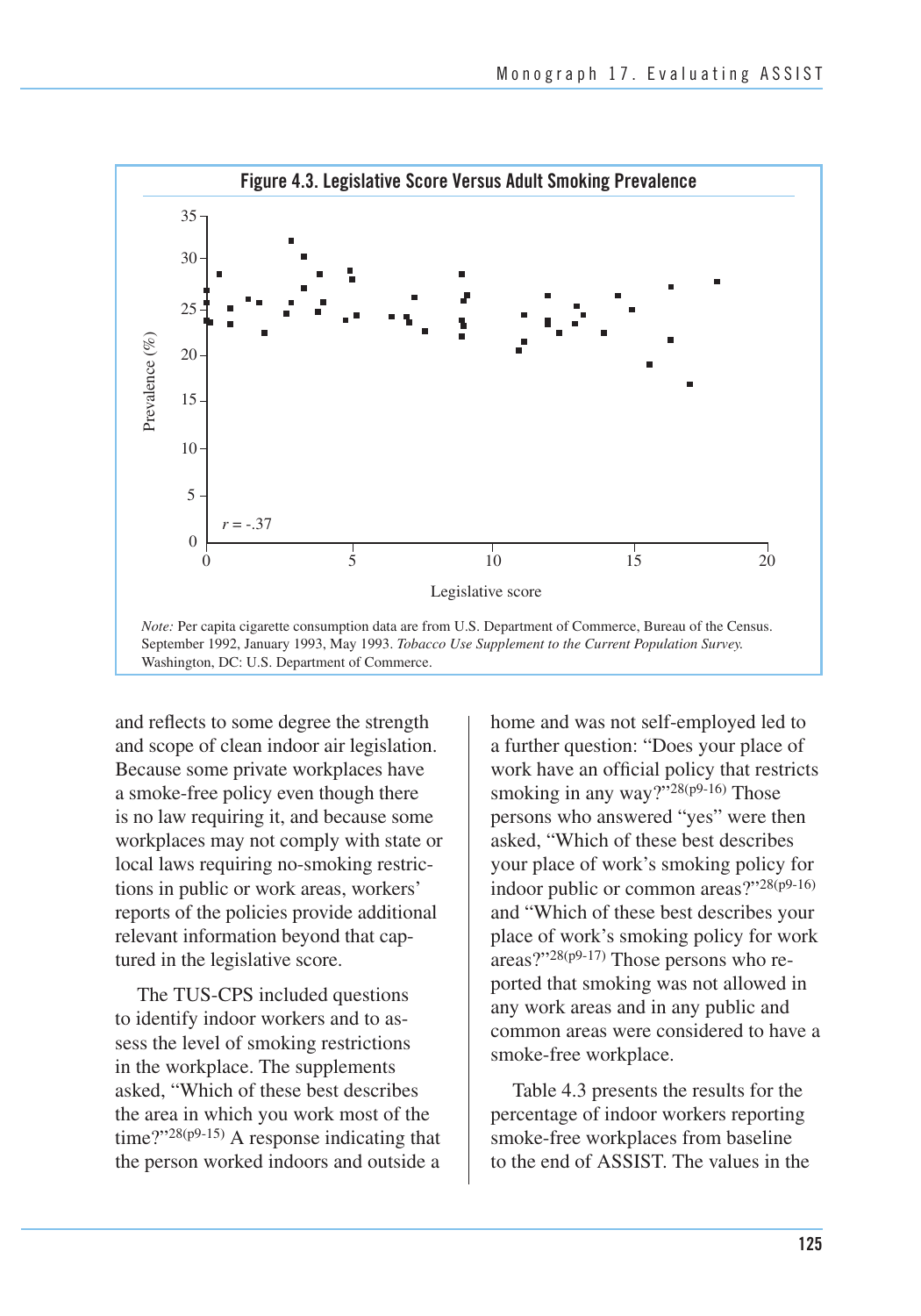**Figure 4.3. Legislative Score Versus Adult Smoking Prevalence**

*Note:* Per capita cigarette consumption data are from U.S. Department of Commerce, Bureau of the Census. September 1992, January 1993, May 1993. *Tobacco Use Supplement to the Current Population Survey.* Washington, DC: U.S. Department of Commerce.

and reflects to some degree the strength and scope of clean indoor air legislation. Because some private workplaces have a smoke-free policy even though there is no law requiring it, and because some workplaces may not comply with state or local laws requiring no-smoking restrictions in public or work areas, workers' reports of the policies provide additional relevant information beyond that captured in the legislative score.

The TUS-CPS included questions to identify indoor workers and to assess the level of smoking restrictions in the workplace. The supplements asked, "Which of these best describes the area in which you work most of the time?"[28(p9-15)] A response indicating that the person worked indoors and outside a home and was not self-employed led to a further question: "Does your place of work have an official policy that restricts smoking in any way?"[28(p9-16)] Those persons who answered "yes" were then asked, "Which of these best describes your place of work's smoking policy for indoor public or common areas?"[28(p9-16)] and "Which of these best describes your place of work's smoking policy for work areas?"[28(p9-17)] Those persons who reported that smoking was not allowed in any work areas and in any public and common areas were considered to have a smoke-free workplace.

Table 4.3 presents the results for the percentage of indoor workers reporting smoke-free workplaces from baseline to the end of ASSIST. The values in the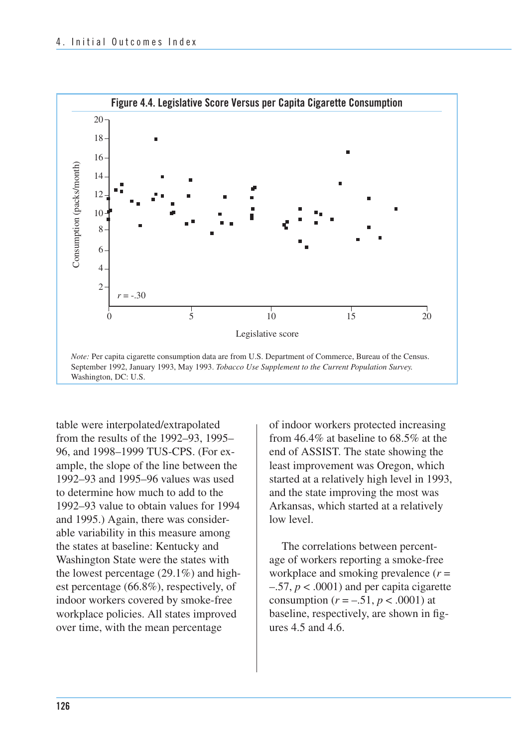**Figure 4.4. Legislative Score Versus per Capita Cigarette Consumption**

*Note:* Per capita cigarette consumption data are from U.S. Department of Commerce, Bureau of the Census. September 1992, January 1993, May 1993. *Tobacco Use Supplement to the Current Population Survey.* Washington, DC: U.S.

table were interpolated/extrapolated from the results of the 1992–93, 1995–96, and 1998–1999 TUS-CPS. (For example, the slope of the line between the 1992–93 and 1995–96 values was used to determine how much to add to the 1992–93 value to obtain values for 1994 and 1995.) Again, there was considerable variability in this measure among the states at baseline: Kentucky and Washington State were the states with the lowest percentage (29.1%) and highest percentage (66.8%), respectively, of indoor workers covered by smoke-free workplace policies. All states improved over time, with the mean percentage of indoor workers protected increasing from 46.4% at baseline to 68.5% at the end of ASSIST. The state showing the least improvement was Oregon, which started at a relatively high level in 1993, and the state improving the most was Arkansas, which started at a relatively low level.

The correlations between percentage of workers reporting a smoke-free workplace and smoking prevalence ($r = -.57$, $p < .0001$) and per capita cigarette consumption ($r = -.51$, $p < .0001$) at baseline, respectively, are shown in figures 4.5 and 4.6.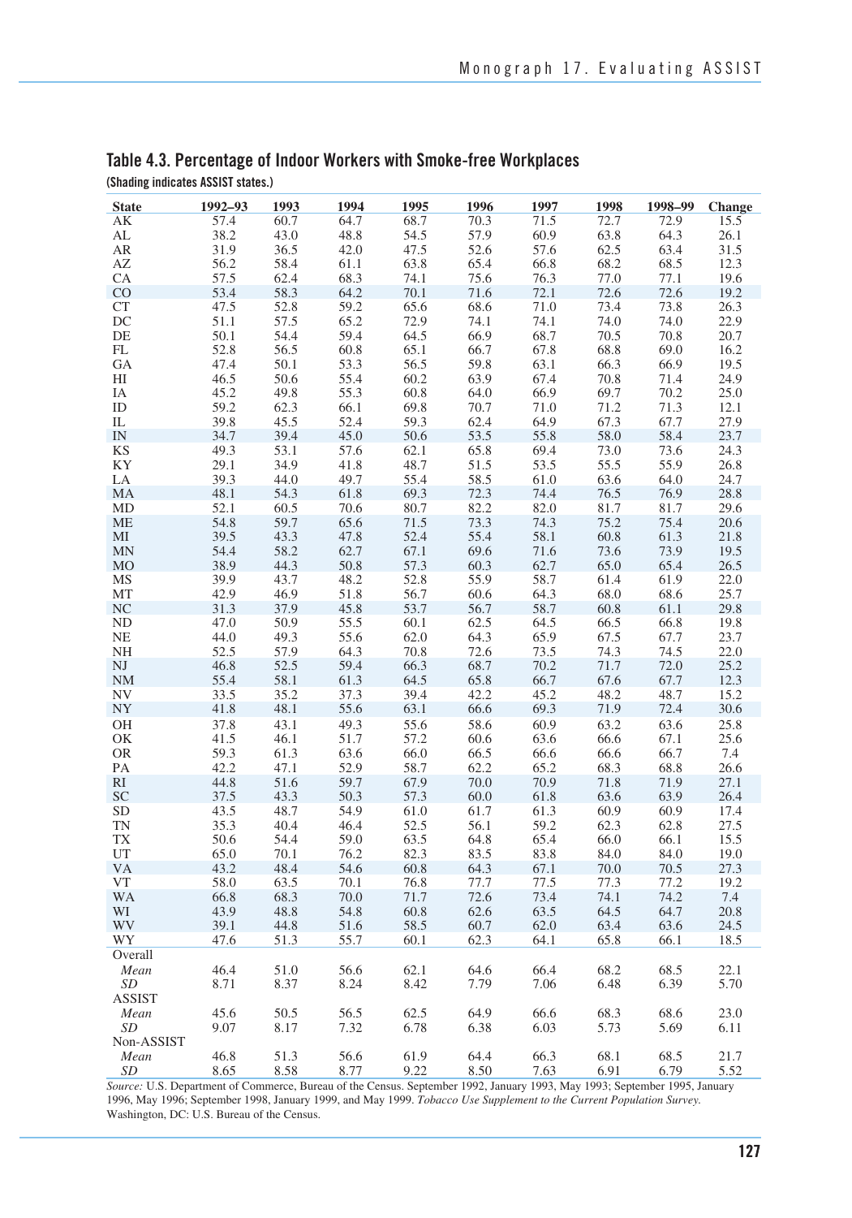## Table 4.3. Percentage of Indoor Workers with Smoke-free Workplaces

**(Shading indicates ASSIST states.)**

| State | 1992–93 | 1993 | 1994 | 1995 | 1996 | 1997 | 1998 | 1998–99 | Change |
|---|---|---|---|---|---|---|---|---|---|
| AK | 57.4 | 60.7 | 64.7 | 68.7 | 70.3 | 71.5 | 72.7 | 72.9 | 15.5 |
| AL | 38.2 | 43.0 | 48.8 | 54.5 | 57.9 | 60.9 | 63.8 | 64.3 | 26.1 |
| AR | 31.9 | 36.5 | 42.0 | 47.5 | 52.6 | 57.6 | 62.5 | 63.4 | 31.5 |
| AZ | 56.2 | 58.4 | 61.1 | 63.8 | 65.4 | 66.8 | 68.2 | 68.5 | 12.3 |
| CA | 57.5 | 62.4 | 68.3 | 74.1 | 75.6 | 76.3 | 77.0 | 77.1 | 19.6 |
| CO | 53.4 | 58.3 | 64.2 | 70.1 | 71.6 | 72.1 | 72.6 | 72.6 | 19.2 |
| CT | 47.5 | 52.8 | 59.2 | 65.6 | 68.6 | 71.0 | 73.4 | 73.8 | 26.3 |
| DC | 51.1 | 57.5 | 65.2 | 72.9 | 74.1 | 74.1 | 74.0 | 74.0 | 22.9 |
| DE | 50.1 | 54.4 | 59.4 | 64.5 | 66.9 | 68.7 | 70.5 | 70.8 | 20.7 |
| FL | 52.8 | 56.5 | 60.8 | 65.1 | 66.7 | 67.8 | 68.8 | 69.0 | 16.2 |
| GA | 47.4 | 50.1 | 53.3 | 56.5 | 59.8 | 63.1 | 66.3 | 66.9 | 19.5 |
| HI | 46.5 | 50.6 | 55.4 | 60.2 | 63.9 | 67.4 | 70.8 | 71.4 | 24.9 |
| IA | 45.2 | 49.8 | 55.3 | 60.8 | 64.0 | 66.9 | 69.7 | 70.2 | 25.0 |
| ID | 59.2 | 62.3 | 66.1 | 69.8 | 70.7 | 71.0 | 71.2 | 71.3 | 12.1 |
| IL | 39.8 | 45.5 | 52.4 | 59.3 | 62.4 | 64.9 | 67.3 | 67.7 | 27.9 |
| IN | 34.7 | 39.4 | 45.0 | 50.6 | 53.5 | 55.8 | 58.0 | 58.4 | 23.7 |
| KS | 49.3 | 53.1 | 57.6 | 62.1 | 65.8 | 69.4 | 73.0 | 73.6 | 24.3 |
| KY | 29.1 | 34.9 | 41.8 | 48.7 | 51.5 | 53.5 | 55.5 | 55.9 | 26.8 |
| LA | 39.3 | 44.0 | 49.7 | 55.4 | 58.5 | 61.0 | 63.6 | 64.0 | 24.7 |
| MA | 48.1 | 54.3 | 61.8 | 69.3 | 72.3 | 74.4 | 76.5 | 76.9 | 28.8 |
| MD | 52.1 | 60.5 | 70.6 | 80.7 | 82.2 | 82.0 | 81.7 | 81.7 | 29.6 |
| ME | 54.8 | 59.7 | 65.6 | 71.5 | 73.3 | 74.3 | 75.2 | 75.4 | 20.6 |
| MI | 39.5 | 43.3 | 47.8 | 52.4 | 55.4 | 58.1 | 60.8 | 61.3 | 21.8 |
| MN | 54.4 | 58.2 | 62.7 | 67.1 | 69.6 | 71.6 | 73.6 | 73.9 | 19.5 |
| MO | 38.9 | 44.3 | 50.8 | 57.3 | 60.3 | 62.7 | 65.0 | 65.4 | 26.5 |
| MS | 39.9 | 43.7 | 48.2 | 52.8 | 55.9 | 58.7 | 61.4 | 61.9 | 22.0 |
| MT | 42.9 | 46.9 | 51.8 | 56.7 | 60.6 | 64.3 | 68.0 | 68.6 | 25.7 |
| NC | 31.3 | 37.9 | 45.8 | 53.7 | 56.7 | 58.7 | 60.8 | 61.1 | 29.8 |
| ND | 47.0 | 50.9 | 55.5 | 60.1 | 62.5 | 64.5 | 66.5 | 66.8 | 19.8 |
| NE | 44.0 | 49.3 | 55.6 | 62.0 | 64.3 | 65.9 | 67.5 | 67.7 | 23.7 |
| NH | 52.5 | 57.9 | 64.3 | 70.8 | 72.6 | 73.5 | 74.3 | 74.5 | 22.0 |
| NJ | 46.8 | 52.5 | 59.4 | 66.3 | 68.7 | 70.2 | 71.7 | 72.0 | 25.2 |
| NM | 55.4 | 58.1 | 61.3 | 64.5 | 65.8 | 66.7 | 67.6 | 67.7 | 12.3 |
| NV | 33.5 | 35.2 | 37.3 | 39.4 | 42.2 | 45.2 | 48.2 | 48.7 | 15.2 |
| NY | 41.8 | 48.1 | 55.6 | 63.1 | 66.6 | 69.3 | 71.9 | 72.4 | 30.6 |
| OH | 37.8 | 43.1 | 49.3 | 55.6 | 58.6 | 60.9 | 63.2 | 63.6 | 25.8 |
| OK | 41.5 | 46.1 | 51.7 | 57.2 | 60.6 | 63.6 | 66.6 | 67.1 | 25.6 |
| OR | 59.3 | 61.3 | 63.6 | 66.0 | 66.5 | 66.6 | 66.6 | 66.7 | 7.4 |
| PA | 42.2 | 47.1 | 52.9 | 58.7 | 62.2 | 65.2 | 68.3 | 68.8 | 26.6 |
| RI | 44.8 | 51.6 | 59.7 | 67.9 | 70.0 | 70.9 | 71.8 | 71.9 | 27.1 |
| SC | 37.5 | 43.3 | 50.3 | 57.3 | 60.0 | 61.8 | 63.6 | 63.9 | 26.4 |
| SD | 43.5 | 48.7 | 54.9 | 61.0 | 61.7 | 61.3 | 60.9 | 60.9 | 17.4 |
| TN | 35.3 | 40.4 | 46.4 | 52.5 | 56.1 | 59.2 | 62.3 | 62.8 | 27.5 |
| TX | 50.6 | 54.4 | 59.0 | 63.5 | 64.8 | 65.4 | 66.0 | 66.1 | 15.5 |
| UT | 65.0 | 70.1 | 76.2 | 82.3 | 83.5 | 83.8 | 84.0 | 84.0 | 19.0 |
| VA | 43.2 | 48.4 | 54.6 | 60.8 | 64.3 | 67.1 | 70.0 | 70.5 | 27.3 |
| VT | 58.0 | 63.5 | 70.1 | 76.8 | 77.7 | 77.5 | 77.3 | 77.2 | 19.2 |
| WA | 66.8 | 68.3 | 70.0 | 71.7 | 72.6 | 73.4 | 74.1 | 74.2 | 7.4 |
| WI | 43.9 | 48.8 | 54.8 | 60.8 | 62.6 | 63.5 | 64.5 | 64.7 | 20.8 |
| WV | 39.1 | 44.8 | 51.6 | 58.5 | 60.7 | 62.0 | 63.4 | 63.6 | 24.5 |
| WY | 47.6 | 51.3 | 55.7 | 60.1 | 62.3 | 64.1 | 65.8 | 66.1 | 18.5 |
| Overall | | | | | | | | | |
| *Mean* | 46.4 | 51.0 | 56.6 | 62.1 | 64.6 | 66.4 | 68.2 | 68.5 | 22.1 |
| *SD* | 8.71 | 8.37 | 8.24 | 8.42 | 7.79 | 7.06 | 6.48 | 6.39 | 5.70 |
| ASSIST | | | | | | | | | |
| *Mean* | 45.6 | 50.5 | 56.5 | 62.5 | 64.9 | 66.6 | 68.3 | 68.6 | 23.0 |
| *SD* | 9.07 | 8.17 | 7.32 | 6.78 | 6.38 | 6.03 | 5.73 | 5.69 | 6.11 |
| Non-ASSIST | | | | | | | | | |
| *Mean* | 46.8 | 51.3 | 56.6 | 61.9 | 64.4 | 66.3 | 68.1 | 68.5 | 21.7 |
| *SD* | 8.65 | 8.58 | 8.77 | 9.22 | 8.50 | 7.63 | 6.91 | 6.79 | 5.52 |

*Source:* U.S. Department of Commerce, Bureau of the Census. September 1992, January 1993, May 1993; September 1995, January 1996, May 1996; September 1998, January 1999, and May 1999. *Tobacco Use Supplement to the Current Population Survey.* Washington, DC: U.S. Bureau of the Census.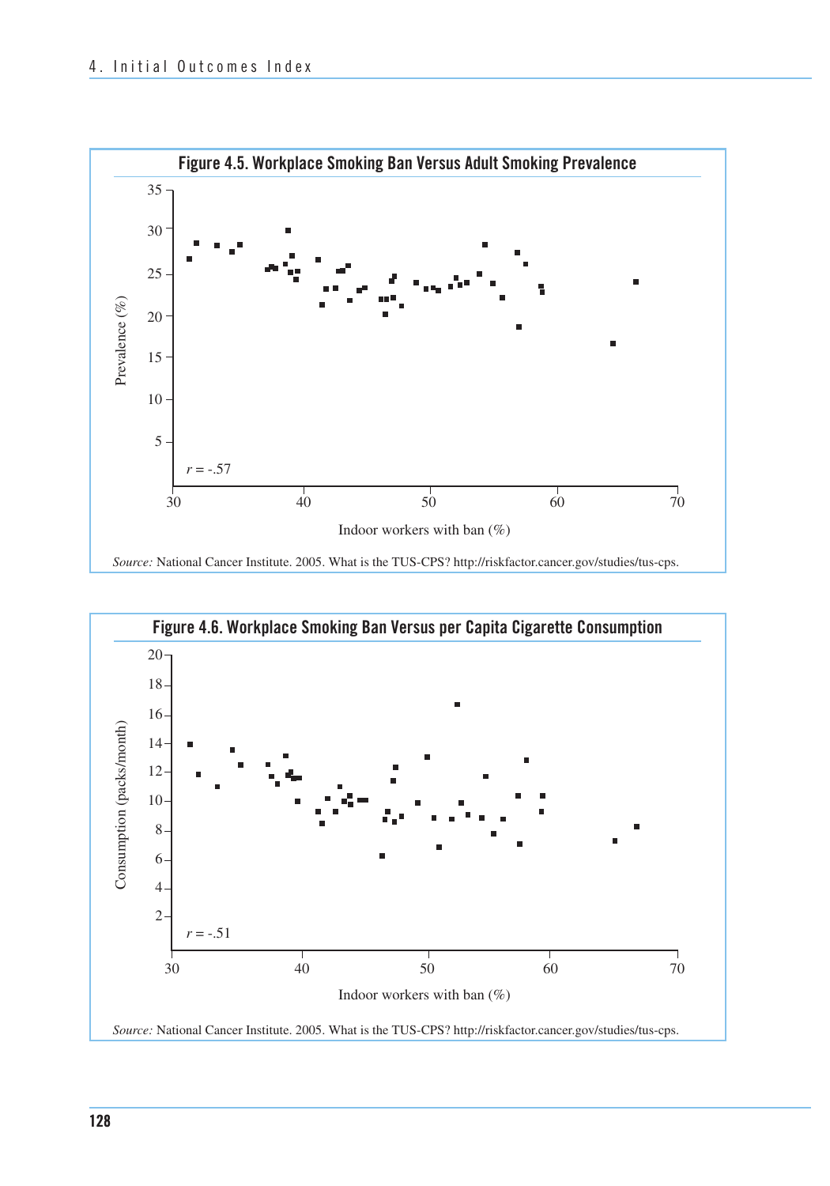**Figure 4.5. Workplace Smoking Ban Versus Adult Smoking Prevalence**

*Source:* National Cancer Institute. 2005. What is the TUS-CPS? http://riskfactor.cancer.gov/studies/tus-cps.

**Figure 4.6. Workplace Smoking Ban Versus per Capita Cigarette Consumption**

*Source:* National Cancer Institute. 2005. What is the TUS-CPS? http://riskfactor.cancer.gov/studies/tus-cps.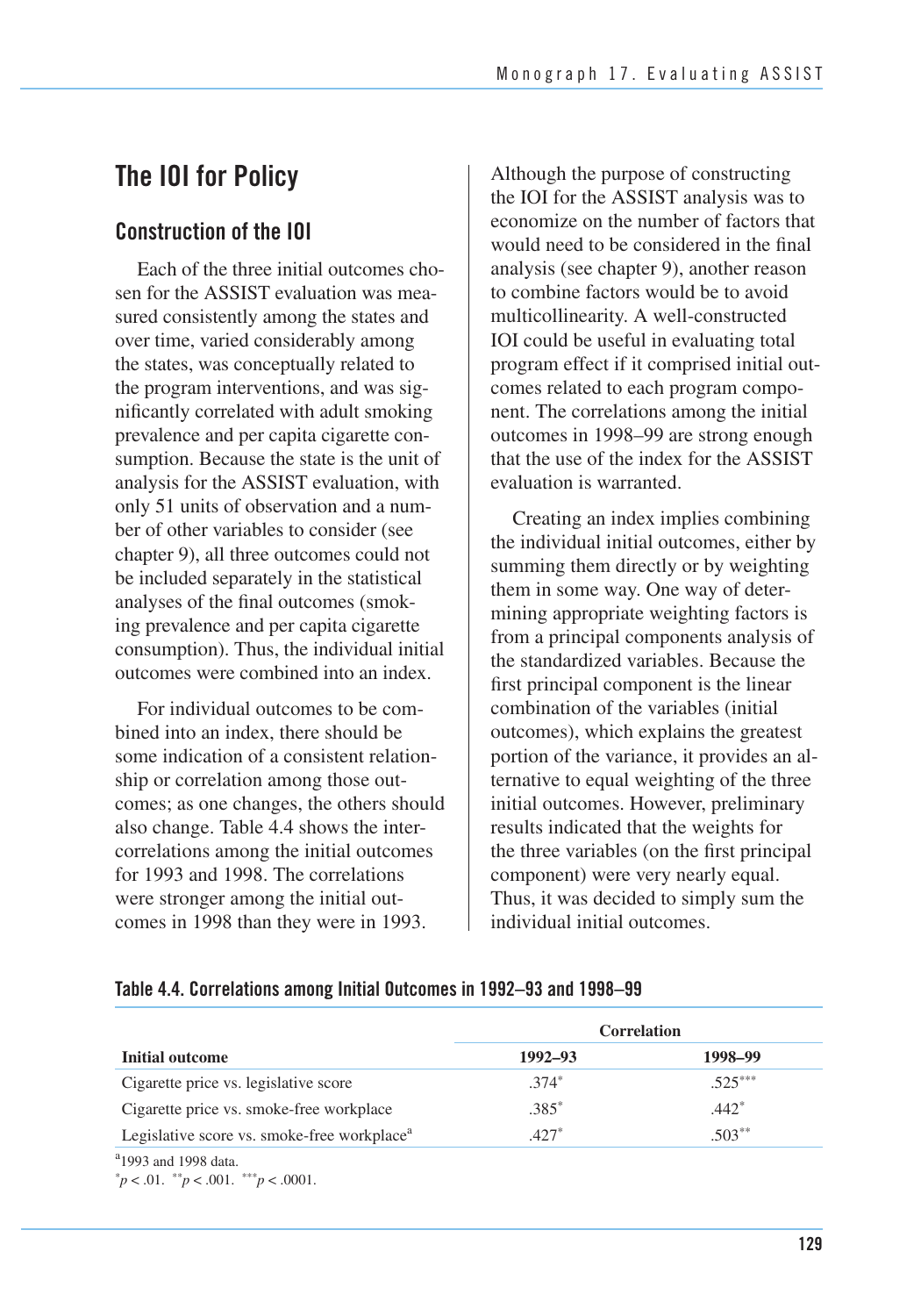## The IOI for Policy

### Construction of the IOI

Each of the three initial outcomes chosen for the ASSIST evaluation was measured consistently among the states and over time, varied considerably among the states, was conceptually related to the program interventions, and was significantly correlated with adult smoking prevalence and per capita cigarette consumption. Because the state is the unit of analysis for the ASSIST evaluation, with only 51 units of observation and a number of other variables to consider (see chapter 9), all three outcomes could not be included separately in the statistical analyses of the final outcomes (smoking prevalence and per capita cigarette consumption). Thus, the individual initial outcomes were combined into an index.

For individual outcomes to be combined into an index, there should be some indication of a consistent relationship or correlation among those outcomes; as one changes, the others should also change. Table 4.4 shows the intercorrelations among the initial outcomes for 1993 and 1998. The correlations were stronger among the initial outcomes in 1998 than they were in 1993.

Although the purpose of constructing the IOI for the ASSIST analysis was to economize on the number of factors that would need to be considered in the final analysis (see chapter 9), another reason to combine factors would be to avoid multicollinearity. A well-constructed IOI could be useful in evaluating total program effect if it comprised initial outcomes related to each program component. The correlations among the initial outcomes in 1998–99 are strong enough that the use of the index for the ASSIST evaluation is warranted.

Creating an index implies combining the individual initial outcomes, either by summing them directly or by weighting them in some way. One way of determining appropriate weighting factors is from a principal components analysis of the standardized variables. Because the first principal component is the linear combination of the variables (initial outcomes), which explains the greatest portion of the variance, it provides an alternative to equal weighting of the three initial outcomes. However, preliminary results indicated that the weights for the three variables (on the first principal component) were very nearly equal. Thus, it was decided to simply sum the individual initial outcomes.

**Table 4.4. Correlations among Initial Outcomes in 1992–93 and 1998–99**

| Initial outcome | Correlation 1992–93 | Correlation 1998–99 |
|---|---|---|
| Cigarette price vs. legislative score | .374* | .525*** |
| Cigarette price vs. smoke-free workplace | .385* | .442* |
| Legislative score vs. smoke-free workplace[a] | .427* | .503** |

[a]1993 and 1998 data.

*$p < .01$. **$p < .001$. ***$p < .0001$.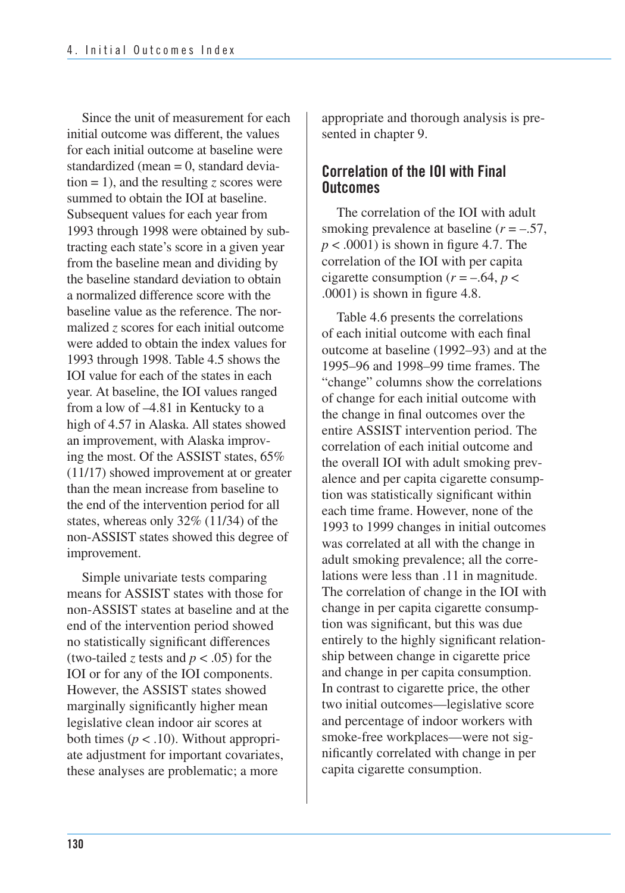Since the unit of measurement for each initial outcome was different, the values for each initial outcome at baseline were standardized (mean = 0, standard deviation = 1), and the resulting $z$ scores were summed to obtain the IOI at baseline. Subsequent values for each year from 1993 through 1998 were obtained by subtracting each state's score in a given year from the baseline mean and dividing by the baseline standard deviation to obtain a normalized difference score with the baseline value as the reference. The normalized $z$ scores for each initial outcome were added to obtain the index values for 1993 through 1998. Table 4.5 shows the IOI value for each of the states in each year. At baseline, the IOI values ranged from a low of –4.81 in Kentucky to a high of 4.57 in Alaska. All states showed an improvement, with Alaska improving the most. Of the ASSIST states, 65% (11/17) showed improvement at or greater than the mean increase from baseline to the end of the intervention period for all states, whereas only 32% (11/34) of the non-ASSIST states showed this degree of improvement.

Simple univariate tests comparing means for ASSIST states with those for non-ASSIST states at baseline and at the end of the intervention period showed no statistically significant differences (two-tailed $z$ tests and $p < .05$) for the IOI or for any of the IOI components. However, the ASSIST states showed marginally significantly higher mean legislative clean indoor air scores at both times ($p < .10$). Without appropriate adjustment for important covariates, these analyses are problematic; a more appropriate and thorough analysis is presented in chapter 9.

## Correlation of the IOI with Final Outcomes

The correlation of the IOI with adult smoking prevalence at baseline ($r = -.57$, $p < .0001$) is shown in figure 4.7. The correlation of the IOI with per capita cigarette consumption ($r = -.64$, $p < .0001$) is shown in figure 4.8.

Table 4.6 presents the correlations of each initial outcome with each final outcome at baseline (1992–93) and at the 1995–96 and 1998–99 time frames. The "change" columns show the correlations of change for each initial outcome with the change in final outcomes over the entire ASSIST intervention period. The correlation of each initial outcome and the overall IOI with adult smoking prevalence and per capita cigarette consumption was statistically significant within each time frame. However, none of the 1993 to 1999 changes in initial outcomes was correlated at all with the change in adult smoking prevalence; all the correlations were less than .11 in magnitude. The correlation of change in the IOI with change in per capita cigarette consumption was significant, but this was due entirely to the highly significant relationship between change in cigarette price and change in per capita consumption. In contrast to cigarette price, the other two initial outcomes—legislative score and percentage of indoor workers with smoke-free workplaces—were not significantly correlated with change in per capita cigarette consumption.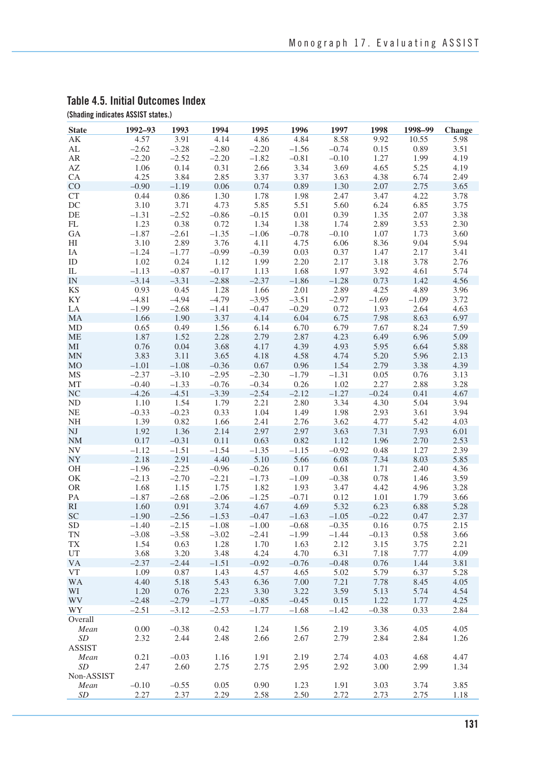## Table 4.5. Initial Outcomes Index

(Shading indicates ASSIST states.)

| State | 1992–93 | 1993 | 1994 | 1995 | 1996 | 1997 | 1998 | 1998–99 | Change |
|---|---|---|---|---|---|---|---|---|---|
| AK | 4.57 | 3.91 | 4.14 | 4.86 | 4.84 | 8.58 | 9.92 | 10.55 | 5.98 |
| AL | −2.62 | −3.28 | −2.80 | −2.20 | −1.56 | −0.74 | 0.15 | 0.89 | 3.51 |
| AR | −2.20 | −2.52 | −2.20 | −1.82 | −0.81 | −0.10 | 1.27 | 1.99 | 4.19 |
| AZ | 1.06 | 0.14 | 0.31 | 2.66 | 3.34 | 3.69 | 4.65 | 5.25 | 4.19 |
| CA | 4.25 | 3.84 | 2.85 | 3.37 | 3.37 | 3.63 | 4.38 | 6.74 | 2.49 |
| CO | −0.90 | −1.19 | 0.06 | 0.74 | 0.89 | 1.30 | 2.07 | 2.75 | 3.65 |
| CT | 0.44 | 0.86 | 1.30 | 1.78 | 1.98 | 2.47 | 3.47 | 4.22 | 3.78 |
| DC | 3.10 | 3.71 | 4.73 | 5.85 | 5.51 | 5.60 | 6.24 | 6.85 | 3.75 |
| DE | −1.31 | −2.52 | −0.86 | −0.15 | 0.01 | 0.39 | 1.35 | 2.07 | 3.38 |
| FL | 1.23 | 0.38 | 0.72 | 1.34 | 1.38 | 1.74 | 2.89 | 3.53 | 2.30 |
| GA | −1.87 | −2.61 | −1.35 | −1.06 | −0.78 | −0.10 | 1.07 | 1.73 | 3.60 |
| HI | 3.10 | 2.89 | 3.76 | 4.11 | 4.75 | 6.06 | 8.36 | 9.04 | 5.94 |
| IA | −1.24 | −1.77 | −0.99 | −0.39 | 0.03 | 0.37 | 1.47 | 2.17 | 3.41 |
| ID | 1.02 | 0.24 | 1.12 | 1.99 | 2.20 | 2.17 | 3.18 | 3.78 | 2.76 |
| IL | −1.13 | −0.87 | −0.17 | 1.13 | 1.68 | 1.97 | 3.92 | 4.61 | 5.74 |
| IN | −3.14 | −3.31 | −2.88 | −2.37 | −1.86 | −1.28 | 0.73 | 1.42 | 4.56 |
| KS | 0.93 | 0.45 | 1.28 | 1.66 | 2.01 | 2.89 | 4.25 | 4.89 | 3.96 |
| KY | −4.81 | −4.94 | −4.79 | −3.95 | −3.51 | −2.97 | −1.69 | −1.09 | 3.72 |
| LA | −1.99 | −2.68 | −1.41 | −0.47 | −0.29 | 0.72 | 1.93 | 2.64 | 4.63 |
| MA | 1.66 | 1.90 | 3.37 | 4.14 | 6.04 | 6.75 | 7.98 | 8.63 | 6.97 |
| MD | 0.65 | 0.49 | 1.56 | 6.14 | 6.70 | 6.79 | 7.67 | 8.24 | 7.59 |
| ME | 1.87 | 1.52 | 2.28 | 2.79 | 2.87 | 4.23 | 6.49 | 6.96 | 5.09 |
| MI | 0.76 | 0.04 | 3.68 | 4.17 | 4.39 | 4.93 | 5.95 | 6.64 | 5.88 |
| MN | 3.83 | 3.11 | 3.65 | 4.18 | 4.58 | 4.74 | 5.20 | 5.96 | 2.13 |
| MO | −1.01 | −1.08 | −0.36 | 0.67 | 0.96 | 1.54 | 2.79 | 3.38 | 4.39 |
| MS | −2.37 | −3.10 | −2.95 | −2.30 | −1.79 | −1.31 | 0.05 | 0.76 | 3.13 |
| MT | −0.40 | −1.33 | −0.76 | −0.34 | 0.26 | 1.02 | 2.27 | 2.88 | 3.28 |
| NC | −4.26 | −4.51 | −3.39 | −2.54 | −2.12 | −1.27 | −0.24 | 0.41 | 4.67 |
| ND | 1.10 | 1.54 | 1.79 | 2.21 | 2.80 | 3.34 | 4.30 | 5.04 | 3.94 |
| NE | −0.33 | −0.23 | 0.33 | 1.04 | 1.49 | 1.98 | 2.93 | 3.61 | 3.94 |
| NH | 1.39 | 0.82 | 1.66 | 2.41 | 2.76 | 3.62 | 4.77 | 5.42 | 4.03 |
| NJ | 1.92 | 1.36 | 2.14 | 2.97 | 2.97 | 3.63 | 7.31 | 7.93 | 6.01 |
| NM | 0.17 | −0.31 | 0.11 | 0.63 | 0.82 | 1.12 | 1.96 | 2.70 | 2.53 |
| NV | −1.12 | −1.51 | −1.54 | −1.35 | −1.15 | −0.92 | 0.48 | 1.27 | 2.39 |
| NY | 2.18 | 2.91 | 4.40 | 5.10 | 5.66 | 6.08 | 7.34 | 8.03 | 5.85 |
| OH | −1.96 | −2.25 | −0.96 | −0.26 | 0.17 | 0.61 | 1.71 | 2.40 | 4.36 |
| OK | −2.13 | −2.70 | −2.21 | −1.73 | −1.09 | −0.38 | 0.78 | 1.46 | 3.59 |
| OR | 1.68 | 1.15 | 1.75 | 1.82 | 1.93 | 3.47 | 4.42 | 4.96 | 3.28 |
| PA | −1.87 | −2.68 | −2.06 | −1.25 | −0.71 | 0.12 | 1.01 | 1.79 | 3.66 |
| RI | 1.60 | 0.91 | 3.74 | 4.67 | 4.69 | 5.32 | 6.23 | 6.88 | 5.28 |
| SC | −1.90 | −2.56 | −1.53 | −0.47 | −1.63 | −1.05 | −0.22 | 0.47 | 2.37 |
| SD | −1.40 | −2.15 | −1.08 | −1.00 | −0.68 | −0.35 | 0.16 | 0.75 | 2.15 |
| TN | −3.08 | −3.58 | −3.02 | −2.41 | −1.99 | −1.44 | −0.13 | 0.58 | 3.66 |
| TX | 1.54 | 0.63 | 1.28 | 1.70 | 1.63 | 2.12 | 3.15 | 3.75 | 2.21 |
| UT | 3.68 | 3.20 | 3.48 | 4.24 | 4.70 | 6.31 | 7.18 | 7.77 | 4.09 |
| VA | −2.37 | −2.44 | −1.51 | −0.92 | −0.76 | −0.48 | 0.76 | 1.44 | 3.81 |
| VT | 1.09 | 0.87 | 1.43 | 4.57 | 4.65 | 5.02 | 5.79 | 6.37 | 5.28 |
| WA | 4.40 | 5.18 | 5.43 | 6.36 | 7.00 | 7.21 | 7.78 | 8.45 | 4.05 |
| WI | 1.20 | 0.76 | 2.23 | 3.30 | 3.22 | 3.59 | 5.13 | 5.74 | 4.54 |
| WV | −2.48 | −2.79 | −1.77 | −0.85 | −0.45 | 0.15 | 1.22 | 1.77 | 4.25 |
| WY | −2.51 | −3.12 | −2.53 | −1.77 | −1.68 | −1.42 | −0.38 | 0.33 | 2.84 |
| Overall | | | | | | | | | |
| *Mean* | 0.00 | −0.38 | 0.42 | 1.24 | 1.56 | 2.19 | 3.36 | 4.05 | 4.05 |
| *SD* | 2.32 | 2.44 | 2.48 | 2.66 | 2.67 | 2.79 | 2.84 | 2.84 | 1.26 |
| ASSIST | | | | | | | | | |
| *Mean* | 0.21 | −0.03 | 1.16 | 1.91 | 2.19 | 2.74 | 4.03 | 4.68 | 4.47 |
| *SD* | 2.47 | 2.60 | 2.75 | 2.75 | 2.95 | 2.92 | 3.00 | 2.99 | 1.34 |
| Non-ASSIST | | | | | | | | | |
| *Mean* | −0.10 | −0.55 | 0.05 | 0.90 | 1.23 | 1.91 | 3.03 | 3.74 | 3.85 |
| *SD* | 2.27 | 2.37 | 2.29 | 2.58 | 2.50 | 2.72 | 2.73 | 2.75 | 1.18 |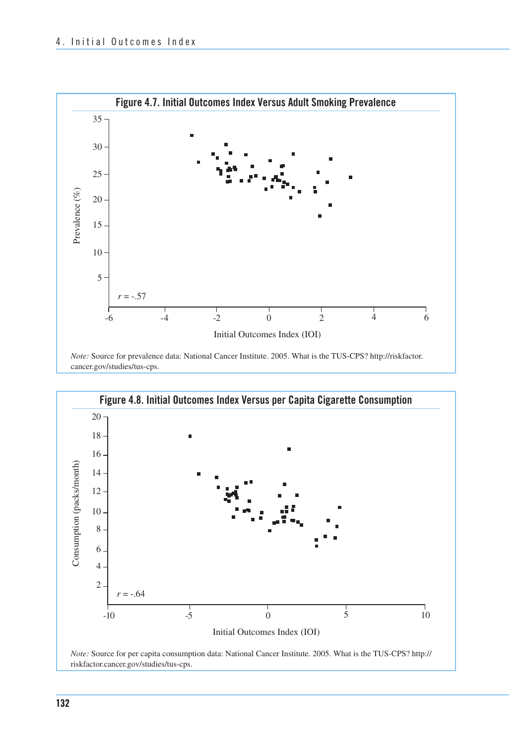**Figure 4.7. Initial Outcomes Index Versus Adult Smoking Prevalence**

*Note:* Source for prevalence data: National Cancer Institute. 2005. What is the TUS-CPS? http://riskfactor.cancer.gov/studies/tus-cps.

**Figure 4.8. Initial Outcomes Index Versus per Capita Cigarette Consumption**

*Note:* Source for per capita consumption data: National Cancer Institute. 2005. What is the TUS-CPS? http://riskfactor.cancer.gov/studies/tus-cps.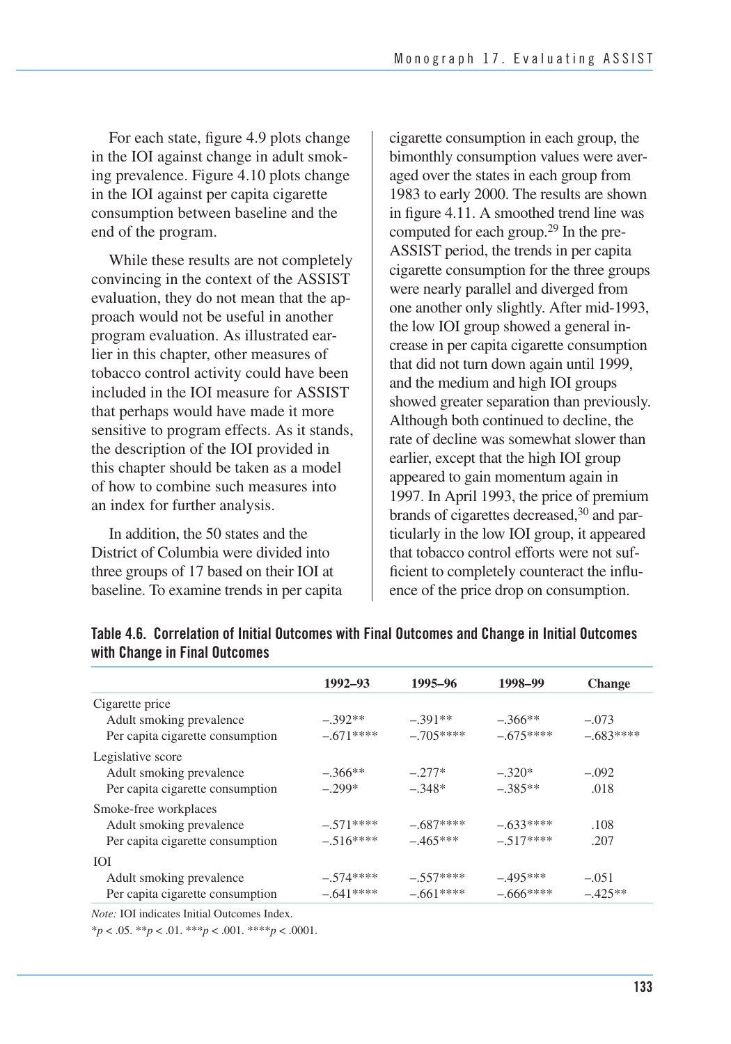For each state, figure 4.9 plots change in the IOI against change in adult smoking prevalence. Figure 4.10 plots change in the IOI against per capita cigarette consumption between baseline and the end of the program.

While these results are not completely convincing in the context of the ASSIST evaluation, they do not mean that the approach would not be useful in another program evaluation. As illustrated earlier in this chapter, other measures of tobacco control activity could have been included in the IOI measure for ASSIST that perhaps would have made it more sensitive to program effects. As it stands, the description of the IOI provided in this chapter should be taken as a model of how to combine such measures into an index for further analysis.

In addition, the 50 states and the District of Columbia were divided into three groups of 17 based on their IOI at baseline. To examine trends in per capita cigarette consumption in each group, the bimonthly consumption values were averaged over the states in each group from 1983 to early 2000. The results are shown in figure 4.11. A smoothed trend line was computed for each group.[29] In the pre-ASSIST period, the trends in per capita cigarette consumption for the three groups were nearly parallel and diverged from one another only slightly. After mid-1993, the low IOI group showed a general increase in per capita cigarette consumption that did not turn down again until 1999, and the medium and high IOI groups showed greater separation than previously. Although both continued to decline, the rate of decline was somewhat slower than earlier, except that the high IOI group appeared to gain momentum again in 1997. In April 1993, the price of premium brands of cigarettes decreased,[30] and particularly in the low IOI group, it appeared that tobacco control efforts were not sufficient to completely counteract the influence of the price drop on consumption.

**Table 4.6. Correlation of Initial Outcomes with Final Outcomes and Change in Initial Outcomes with Change in Final Outcomes**

| | 1992–93 | 1995–96 | 1998–99 | Change |
|---|---|---|---|---|
| Cigarette price | | | | |
| Adult smoking prevalence | –.392** | –.391** | –.366** | –.073 |
| Per capita cigarette consumption | –.671**** | –.705**** | –.675**** | –.683**** |
| Legislative score | | | | |
| Adult smoking prevalence | –.366** | –.277* | –.320* | –.092 |
| Per capita cigarette consumption | –.299* | –.348* | –.385** | .018 |
| Smoke-free workplaces | | | | |
| Adult smoking prevalence | –.571**** | –.687**** | –.633**** | .108 |
| Per capita cigarette consumption | –.516**** | –.465*** | –.517**** | .207 |
| IOI | | | | |
| Adult smoking prevalence | –.574**** | –.557**** | –.495*** | –.051 |
| Per capita cigarette consumption | –.641**** | –.661**** | –.666**** | –.425** |

*Note:* IOI indicates Initial Outcomes Index.

*$p < .05$. **$p < .01$. ***$p < .001$. ****$p < .0001$.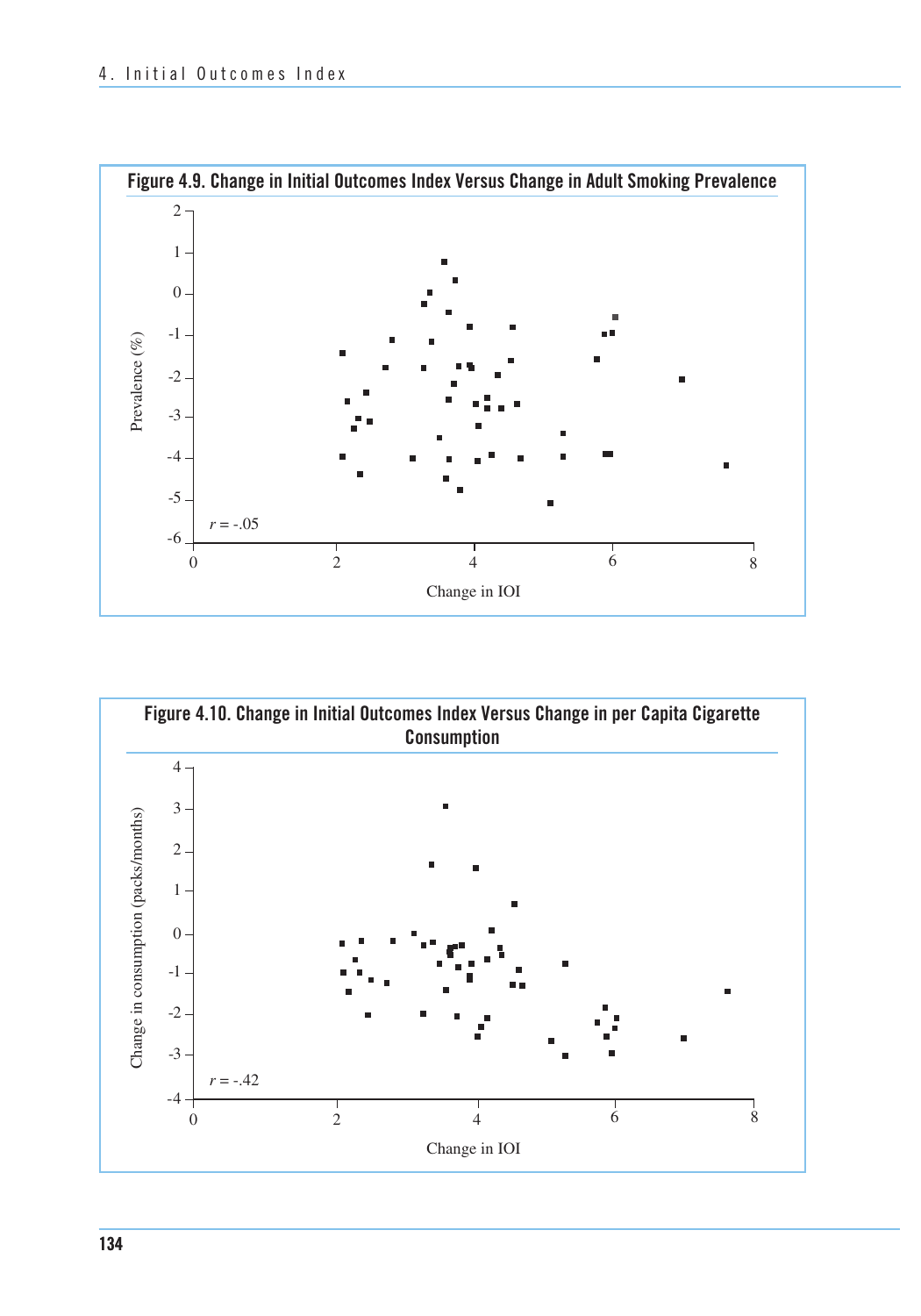**Figure 4.9. Change in Initial Outcomes Index Versus Change in Adult Smoking Prevalence**

Prevalence (%)

$r$ = -.05

Change in IOI

**Figure 4.10. Change in Initial Outcomes Index Versus Change in per Capita Cigarette Consumption**

Change in consumption (packs/months)

$r$ = -.42

Change in IOI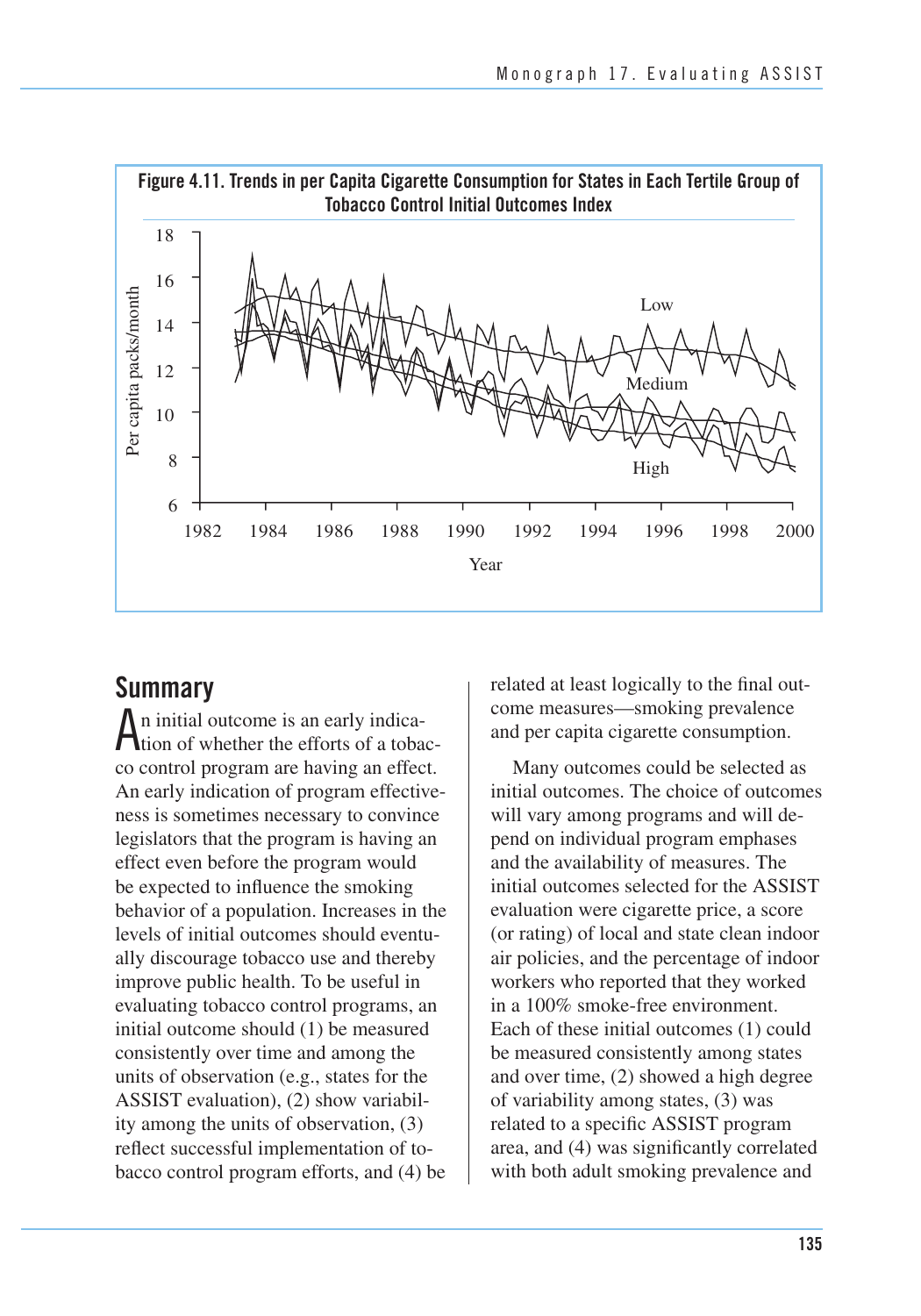**Figure 4.11. Trends in per Capita Cigarette Consumption for States in Each Tertile Group of Tobacco Control Initial Outcomes Index**

## Summary

An initial outcome is an early indication of whether the efforts of a tobacco control program are having an effect. An early indication of program effectiveness is sometimes necessary to convince legislators that the program is having an effect even before the program would be expected to influence the smoking behavior of a population. Increases in the levels of initial outcomes should eventually discourage tobacco use and thereby improve public health. To be useful in evaluating tobacco control programs, an initial outcome should (1) be measured consistently over time and among the units of observation (e.g., states for the ASSIST evaluation), (2) show variability among the units of observation, (3) reflect successful implementation of tobacco control program efforts, and (4) be related at least logically to the final outcome measures—smoking prevalence and per capita cigarette consumption.

Many outcomes could be selected as initial outcomes. The choice of outcomes will vary among programs and will depend on individual program emphases and the availability of measures. The initial outcomes selected for the ASSIST evaluation were cigarette price, a score (or rating) of local and state clean indoor air policies, and the percentage of indoor workers who reported that they worked in a 100% smoke-free environment. Each of these initial outcomes (1) could be measured consistently among states and over time, (2) showed a high degree of variability among states, (3) was related to a specific ASSIST program area, and (4) was significantly correlated with both adult smoking prevalence and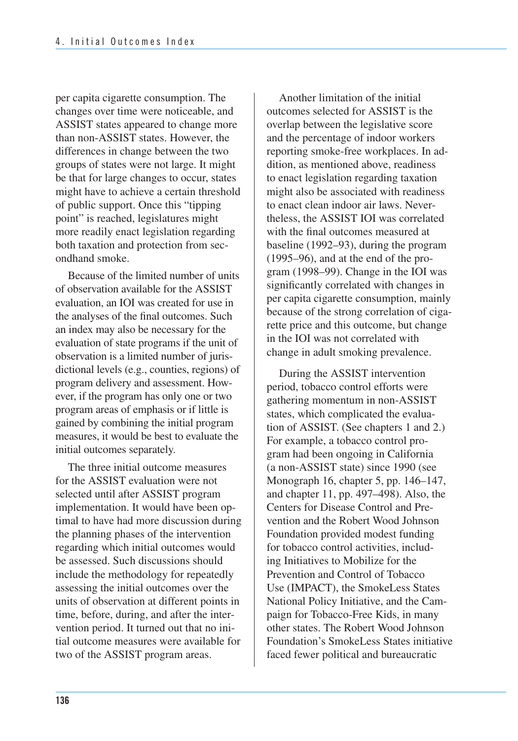per capita cigarette consumption. The changes over time were noticeable, and ASSIST states appeared to change more than non-ASSIST states. However, the differences in change between the two groups of states were not large. It might be that for large changes to occur, states might have to achieve a certain threshold of public support. Once this "tipping point" is reached, legislatures might more readily enact legislation regarding both taxation and protection from secondhand smoke.

Because of the limited number of units of observation available for the ASSIST evaluation, an IOI was created for use in the analyses of the final outcomes. Such an index may also be necessary for the evaluation of state programs if the unit of observation is a limited number of jurisdictional levels (e.g., counties, regions) of program delivery and assessment. However, if the program has only one or two program areas of emphasis or if little is gained by combining the initial program measures, it would be best to evaluate the initial outcomes separately.

The three initial outcome measures for the ASSIST evaluation were not selected until after ASSIST program implementation. It would have been optimal to have had more discussion during the planning phases of the intervention regarding which initial outcomes would be assessed. Such discussions should include the methodology for repeatedly assessing the initial outcomes over the units of observation at different points in time, before, during, and after the intervention period. It turned out that no initial outcome measures were available for two of the ASSIST program areas.

Another limitation of the initial outcomes selected for ASSIST is the overlap between the legislative score and the percentage of indoor workers reporting smoke-free workplaces. In addition, as mentioned above, readiness to enact legislation regarding taxation might also be associated with readiness to enact clean indoor air laws. Nevertheless, the ASSIST IOI was correlated with the final outcomes measured at baseline (1992–93), during the program (1995–96), and at the end of the program (1998–99). Change in the IOI was significantly correlated with changes in per capita cigarette consumption, mainly because of the strong correlation of cigarette price and this outcome, but change in the IOI was not correlated with change in adult smoking prevalence.

During the ASSIST intervention period, tobacco control efforts were gathering momentum in non-ASSIST states, which complicated the evaluation of ASSIST. (See chapters 1 and 2.) For example, a tobacco control program had been ongoing in California (a non-ASSIST state) since 1990 (see Monograph 16, chapter 5, pp. 146–147, and chapter 11, pp. 497–498). Also, the Centers for Disease Control and Prevention and the Robert Wood Johnson Foundation provided modest funding for tobacco control activities, including Initiatives to Mobilize for the Prevention and Control of Tobacco Use (IMPACT), the SmokeLess States National Policy Initiative, and the Campaign for Tobacco-Free Kids, in many other states. The Robert Wood Johnson Foundation's SmokeLess States initiative faced fewer political and bureaucratic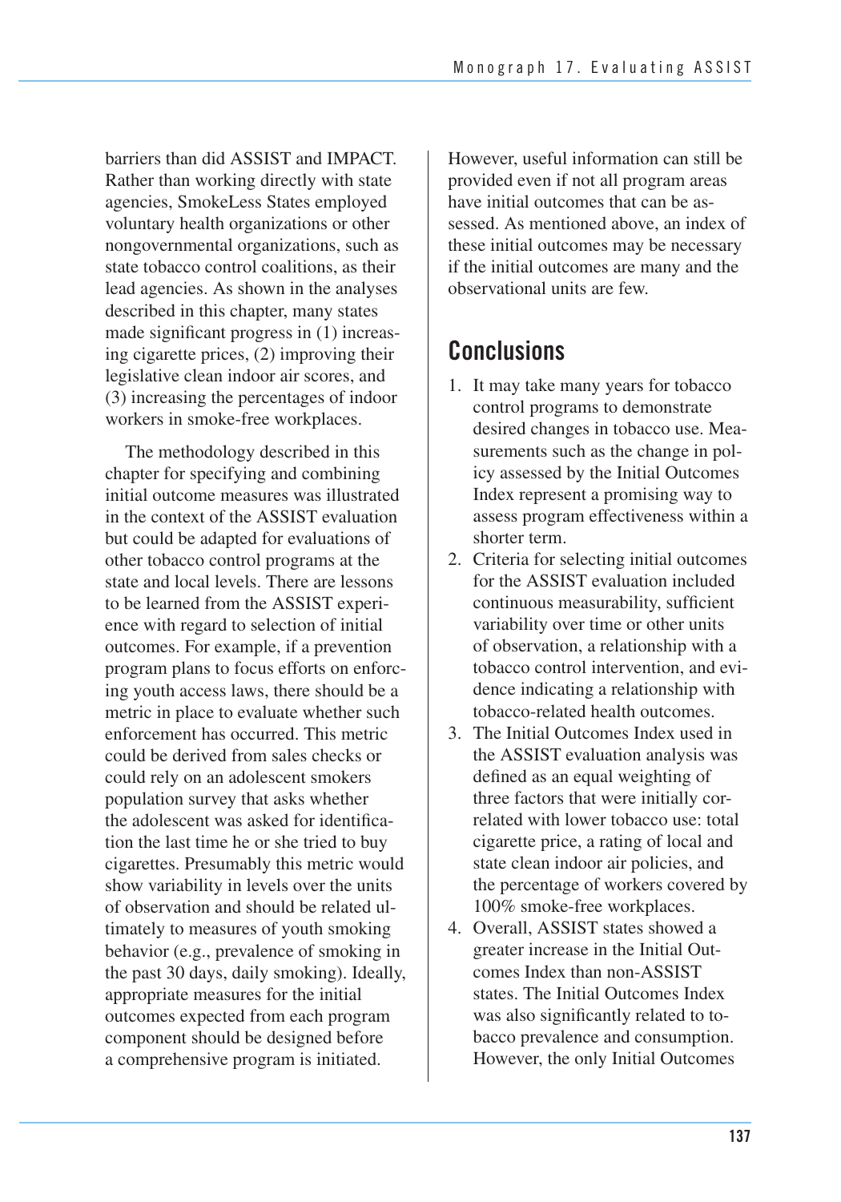barriers than did ASSIST and IMPACT. Rather than working directly with state agencies, SmokeLess States employed voluntary health organizations or other nongovernmental organizations, such as state tobacco control coalitions, as their lead agencies. As shown in the analyses described in this chapter, many states made significant progress in (1) increasing cigarette prices, (2) improving their legislative clean indoor air scores, and (3) increasing the percentages of indoor workers in smoke-free workplaces.

The methodology described in this chapter for specifying and combining initial outcome measures was illustrated in the context of the ASSIST evaluation but could be adapted for evaluations of other tobacco control programs at the state and local levels. There are lessons to be learned from the ASSIST experience with regard to selection of initial outcomes. For example, if a prevention program plans to focus efforts on enforcing youth access laws, there should be a metric in place to evaluate whether such enforcement has occurred. This metric could be derived from sales checks or could rely on an adolescent smokers population survey that asks whether the adolescent was asked for identification the last time he or she tried to buy cigarettes. Presumably this metric would show variability in levels over the units of observation and should be related ultimately to measures of youth smoking behavior (e.g., prevalence of smoking in the past 30 days, daily smoking). Ideally, appropriate measures for the initial outcomes expected from each program component should be designed before a comprehensive program is initiated.

However, useful information can still be provided even if not all program areas have initial outcomes that can be assessed. As mentioned above, an index of these initial outcomes may be necessary if the initial outcomes are many and the observational units are few.

## Conclusions

1. It may take many years for tobacco control programs to demonstrate desired changes in tobacco use. Measurements such as the change in policy assessed by the Initial Outcomes Index represent a promising way to assess program effectiveness within a shorter term.
2. Criteria for selecting initial outcomes for the ASSIST evaluation included continuous measurability, sufficient variability over time or other units of observation, a relationship with a tobacco control intervention, and evidence indicating a relationship with tobacco-related health outcomes.
3. The Initial Outcomes Index used in the ASSIST evaluation analysis was defined as an equal weighting of three factors that were initially correlated with lower tobacco use: total cigarette price, a rating of local and state clean indoor air policies, and the percentage of workers covered by 100% smoke-free workplaces.
4. Overall, ASSIST states showed a greater increase in the Initial Outcomes Index than non-ASSIST states. The Initial Outcomes Index was also significantly related to tobacco prevalence and consumption. However, the only Initial Outcomes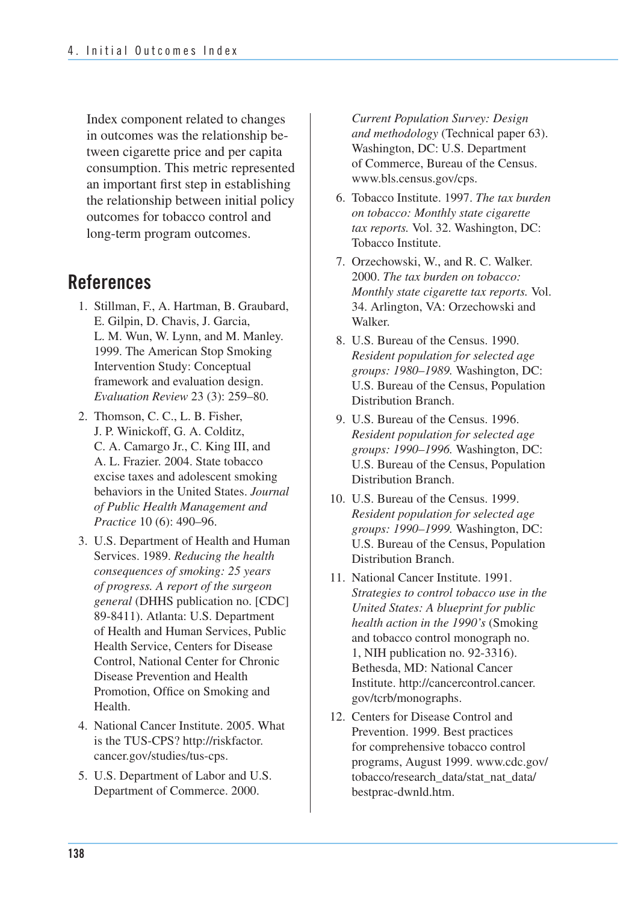Index component related to changes in outcomes was the relationship between cigarette price and per capita consumption. This metric represented an important first step in establishing the relationship between initial policy outcomes for tobacco control and long-term program outcomes.

## References

1. Stillman, F., A. Hartman, B. Graubard, E. Gilpin, D. Chavis, J. Garcia, L. M. Wun, W. Lynn, and M. Manley. 1999. The American Stop Smoking Intervention Study: Conceptual framework and evaluation design. *Evaluation Review* 23 (3): 259–80.
2. Thomson, C. C., L. B. Fisher, J. P. Winickoff, G. A. Colditz, C. A. Camargo Jr., C. King III, and A. L. Frazier. 2004. State tobacco excise taxes and adolescent smoking behaviors in the United States. *Journal of Public Health Management and Practice* 10 (6): 490–96.
3. U.S. Department of Health and Human Services. 1989. *Reducing the health consequences of smoking: 25 years of progress. A report of the surgeon general* (DHHS publication no. [CDC] 89-8411). Atlanta: U.S. Department of Health and Human Services, Public Health Service, Centers for Disease Control, National Center for Chronic Disease Prevention and Health Promotion, Office on Smoking and Health.
4. National Cancer Institute. 2005. What is the TUS-CPS? http://riskfactor.cancer.gov/studies/tus-cps.
5. U.S. Department of Labor and U.S. Department of Commerce. 2000. *Current Population Survey: Design and methodology* (Technical paper 63). Washington, DC: U.S. Department of Commerce, Bureau of the Census. www.bls.census.gov/cps.
6. Tobacco Institute. 1997. *The tax burden on tobacco: Monthly state cigarette tax reports.* Vol. 32. Washington, DC: Tobacco Institute.
7. Orzechowski, W., and R. C. Walker. 2000. *The tax burden on tobacco: Monthly state cigarette tax reports.* Vol. 34. Arlington, VA: Orzechowski and Walker.
8. U.S. Bureau of the Census. 1990. *Resident population for selected age groups: 1980–1989.* Washington, DC: U.S. Bureau of the Census, Population Distribution Branch.
9. U.S. Bureau of the Census. 1996. *Resident population for selected age groups: 1990–1996.* Washington, DC: U.S. Bureau of the Census, Population Distribution Branch.
10. U.S. Bureau of the Census. 1999. *Resident population for selected age groups: 1990–1999.* Washington, DC: U.S. Bureau of the Census, Population Distribution Branch.
11. National Cancer Institute. 1991. *Strategies to control tobacco use in the United States: A blueprint for public health action in the 1990's* (Smoking and tobacco control monograph no. 1, NIH publication no. 92-3316). Bethesda, MD: National Cancer Institute. http://cancercontrol.cancer.gov/tcrb/monographs.
12. Centers for Disease Control and Prevention. 1999. Best practices for comprehensive tobacco control programs, August 1999. www.cdc.gov/tobacco/research_data/stat_nat_data/bestprac-dwnld.htm.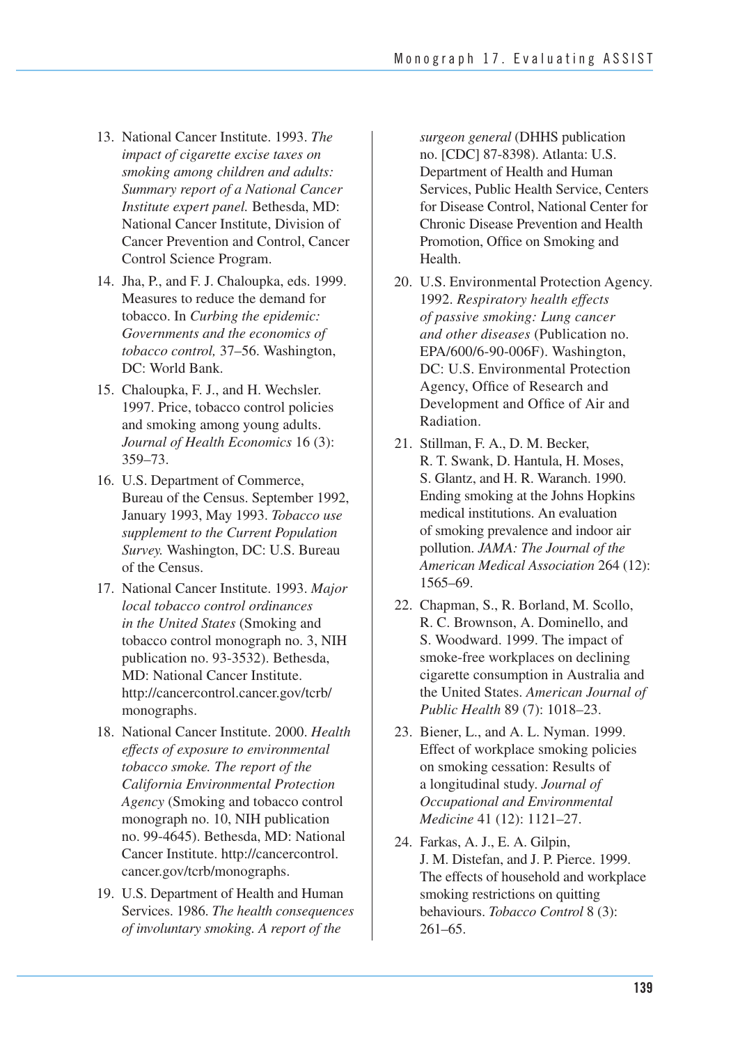13. National Cancer Institute. 1993. *The impact of cigarette excise taxes on smoking among children and adults: Summary report of a National Cancer Institute expert panel.* Bethesda, MD: National Cancer Institute, Division of Cancer Prevention and Control, Cancer Control Science Program.
14. Jha, P., and F. J. Chaloupka, eds. 1999. Measures to reduce the demand for tobacco. In *Curbing the epidemic: Governments and the economics of tobacco control,* 37–56. Washington, DC: World Bank.
15. Chaloupka, F. J., and H. Wechsler. 1997. Price, tobacco control policies and smoking among young adults. *Journal of Health Economics* 16 (3): 359–73.
16. U.S. Department of Commerce, Bureau of the Census. September 1992, January 1993, May 1993. *Tobacco use supplement to the Current Population Survey.* Washington, DC: U.S. Bureau of the Census.
17. National Cancer Institute. 1993. *Major local tobacco control ordinances in the United States* (Smoking and tobacco control monograph no. 3, NIH publication no. 93-3532). Bethesda, MD: National Cancer Institute. http://cancercontrol.cancer.gov/tcrb/monographs.
18. National Cancer Institute. 2000. *Health effects of exposure to environmental tobacco smoke. The report of the California Environmental Protection Agency* (Smoking and tobacco control monograph no. 10, NIH publication no. 99-4645). Bethesda, MD: National Cancer Institute. http://cancercontrol.cancer.gov/tcrb/monographs.
19. U.S. Department of Health and Human Services. 1986. *The health consequences of involuntary smoking. A report of the surgeon general* (DHHS publication no. [CDC] 87-8398). Atlanta: U.S. Department of Health and Human Services, Public Health Service, Centers for Disease Control, National Center for Chronic Disease Prevention and Health Promotion, Office on Smoking and Health.
20. U.S. Environmental Protection Agency. 1992. *Respiratory health effects of passive smoking: Lung cancer and other diseases* (Publication no. EPA/600/6-90-006F). Washington, DC: U.S. Environmental Protection Agency, Office of Research and Development and Office of Air and Radiation.
21. Stillman, F. A., D. M. Becker, R. T. Swank, D. Hantula, H. Moses, S. Glantz, and H. R. Waranch. 1990. Ending smoking at the Johns Hopkins medical institutions. An evaluation of smoking prevalence and indoor air pollution. *JAMA: The Journal of the American Medical Association* 264 (12): 1565–69.
22. Chapman, S., R. Borland, M. Scollo, R. C. Brownson, A. Dominello, and S. Woodward. 1999. The impact of smoke-free workplaces on declining cigarette consumption in Australia and the United States. *American Journal of Public Health* 89 (7): 1018–23.
23. Biener, L., and A. L. Nyman. 1999. Effect of workplace smoking policies on smoking cessation: Results of a longitudinal study. *Journal of Occupational and Environmental Medicine* 41 (12): 1121–27.
24. Farkas, A. J., E. A. Gilpin, J. M. Distefan, and J. P. Pierce. 1999. The effects of household and workplace smoking restrictions on quitting behaviours. *Tobacco Control* 8 (3): 261–65.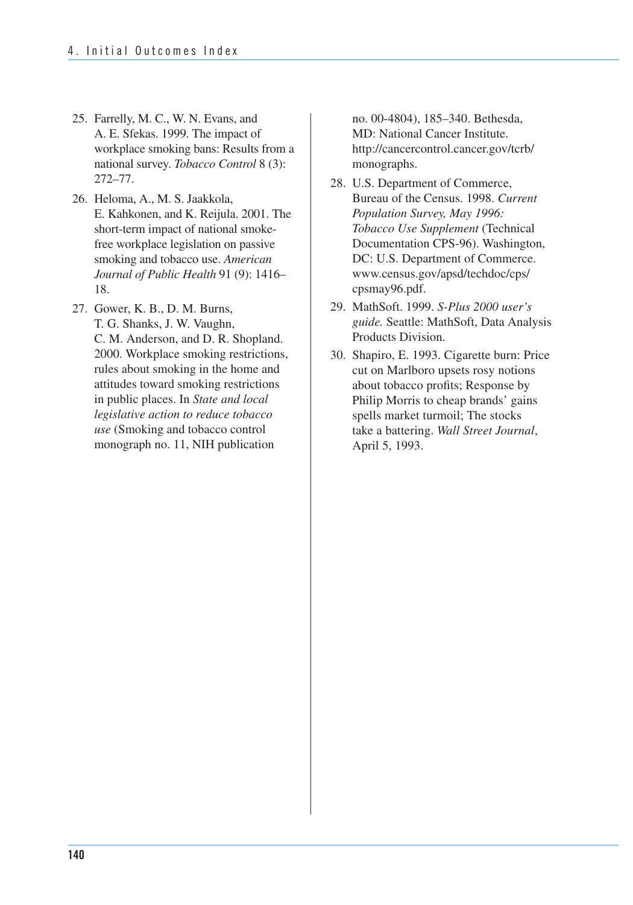25. Farrelly, M. C., W. N. Evans, and A. E. Sfekas. 1999. The impact of workplace smoking bans: Results from a national survey. *Tobacco Control* 8 (3): 272–77.
26. Heloma, A., M. S. Jaakkola, E. Kahkonen, and K. Reijula. 2001. The short-term impact of national smoke-free workplace legislation on passive smoking and tobacco use. *American Journal of Public Health* 91 (9): 1416–18.
27. Gower, K. B., D. M. Burns, T. G. Shanks, J. W. Vaughn, C. M. Anderson, and D. R. Shopland. 2000. Workplace smoking restrictions, rules about smoking in the home and attitudes toward smoking restrictions in public places. In *State and local legislative action to reduce tobacco use* (Smoking and tobacco control monograph no. 11, NIH publication no. 00-4804), 185–340. Bethesda, MD: National Cancer Institute. http://cancercontrol.cancer.gov/tcrb/monographs.
28. U.S. Department of Commerce, Bureau of the Census. 1998. *Current Population Survey, May 1996: Tobacco Use Supplement* (Technical Documentation CPS-96). Washington, DC: U.S. Department of Commerce. www.census.gov/apsd/techdoc/cps/cpsmay96.pdf.
29. MathSoft. 1999. *S-Plus 2000 user's guide.* Seattle: MathSoft, Data Analysis Products Division.
30. Shapiro, E. 1993. Cigarette burn: Price cut on Marlboro upsets rosy notions about tobacco profits; Response by Philip Morris to cheap brands' gains spells market turmoil; The stocks take a battering. *Wall Street Journal*, April 5, 1993.